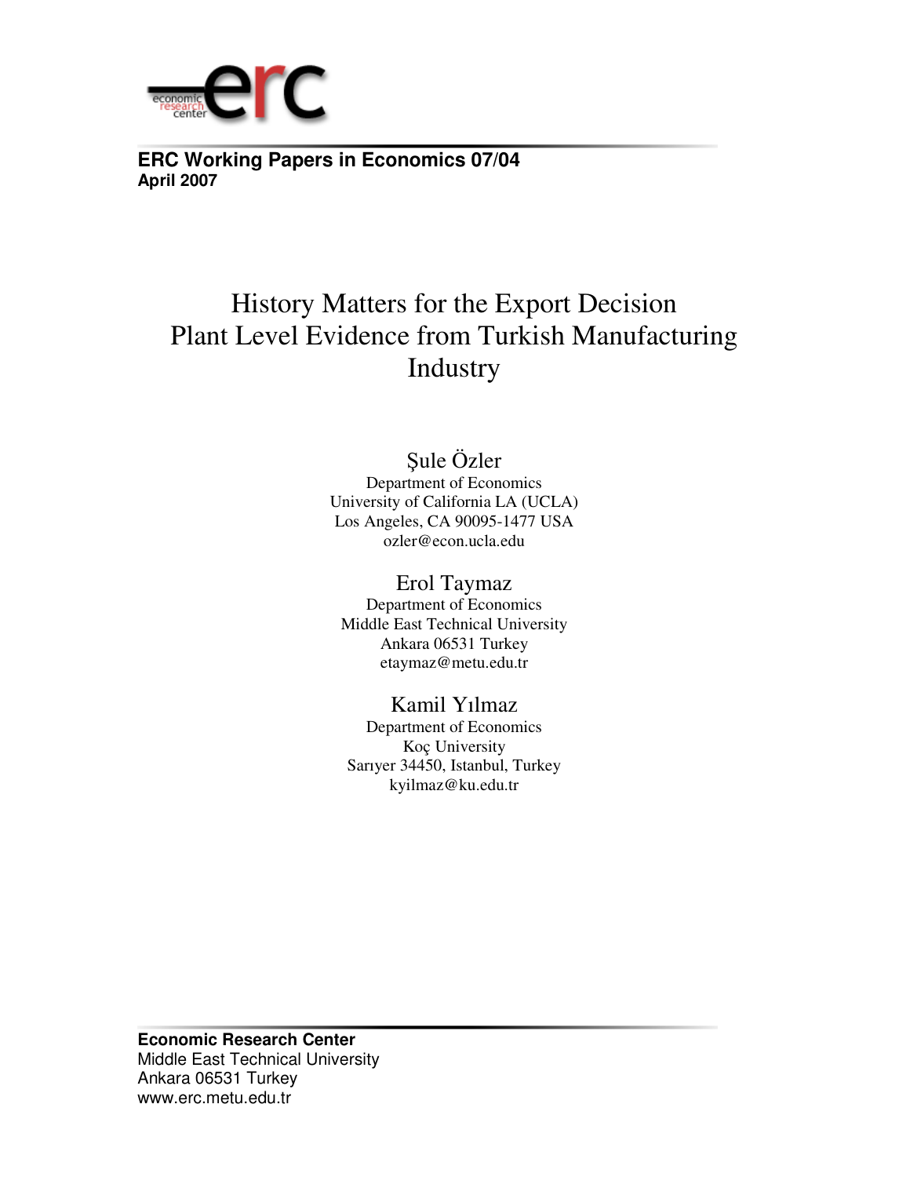economic research center erc

**ERC Working Papers in Economics 07/04**
**April 2007**

# History Matters for the Export Decision Plant Level Evidence from Turkish Manufacturing Industry

Şule Özler
Department of Economics
University of California LA (UCLA)
Los Angeles, CA 90095-1477 USA
ozler@econ.ucla.edu

Erol Taymaz
Department of Economics
Middle East Technical University
Ankara 06531 Turkey
etaymaz@metu.edu.tr

Kamil Yılmaz
Department of Economics
Koç University
Sarıyer 34450, Istanbul, Turkey
kyilmaz@ku.edu.tr

**Economic Research Center**
Middle East Technical University
Ankara 06531 Turkey
www.erc.metu.edu.tr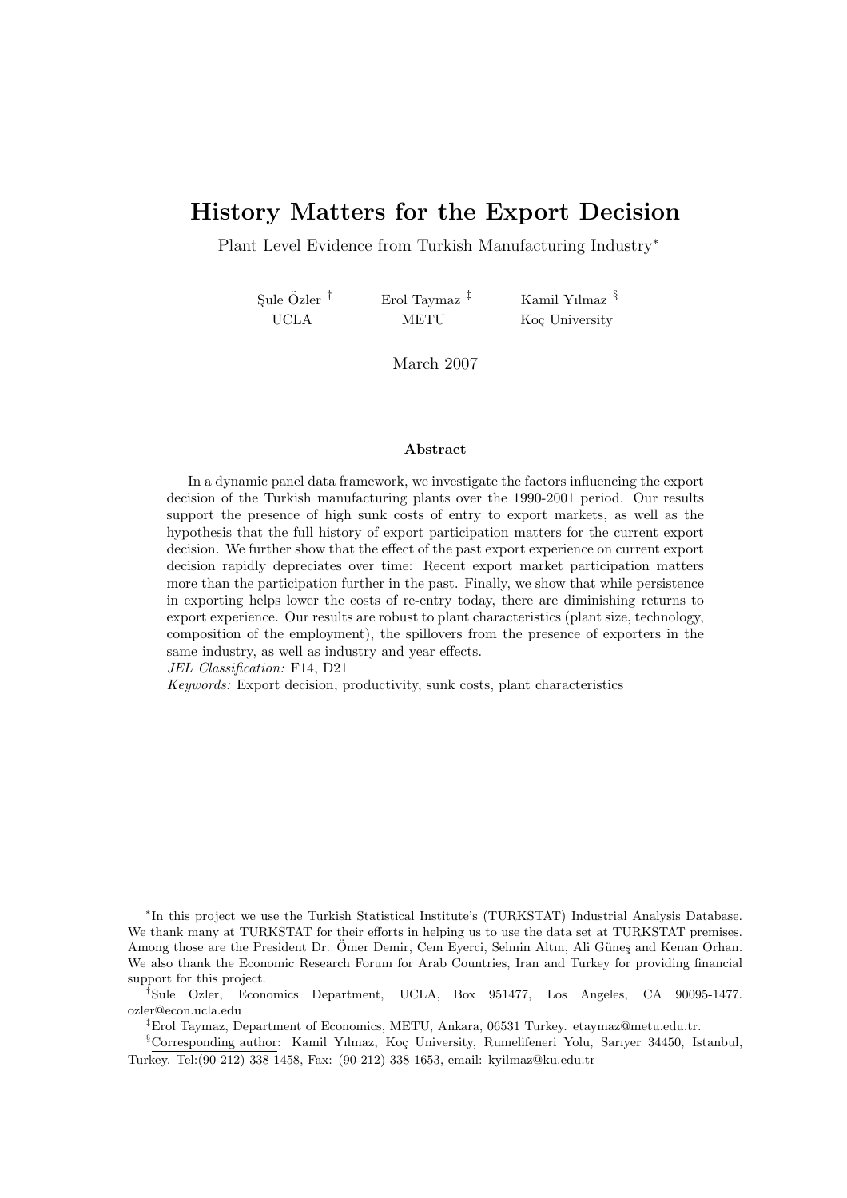# History Matters for the Export Decision

Plant Level Evidence from Turkish Manufacturing Industry*

Şule Özler [†] UCLA

Erol Taymaz [‡] METU

Kamil Yılmaz [§] Koç University

March 2007

#### Abstract

In a dynamic panel data framework, we investigate the factors influencing the export decision of the Turkish manufacturing plants over the 1990-2001 period. Our results support the presence of high sunk costs of entry to export markets, as well as the hypothesis that the full history of export participation matters for the current export decision. We further show that the effect of the past export experience on current export decision rapidly depreciates over time: Recent export market participation matters more than the participation further in the past. Finally, we show that while persistence in exporting helps lower the costs of re-entry today, there are diminishing returns to export experience. Our results are robust to plant characteristics (plant size, technology, composition of the employment), the spillovers from the presence of exporters in the same industry, as well as industry and year effects.

*JEL Classification:* F14, D21

*Keywords:* Export decision, productivity, sunk costs, plant characteristics

---

*In this project we use the Turkish Statistical Institute's (TURKSTAT) Industrial Analysis Database. We thank many at TURKSTAT for their efforts in helping us to use the data set at TURKSTAT premises. Among those are the President Dr. Ömer Demir, Cem Eyerci, Selmin Altın, Ali Güneş and Kenan Orhan. We also thank the Economic Research Forum for Arab Countries, Iran and Turkey for providing financial support for this project.

†Sule Ozler, Economics Department, UCLA, Box 951477, Los Angeles, CA 90095-1477. ozler@econ.ucla.edu

‡Erol Taymaz, Department of Economics, METU, Ankara, 06531 Turkey. etaymaz@metu.edu.tr.

§Corresponding author: Kamil Yılmaz, Koç University, Rumelifeneri Yolu, Sarıyer 34450, Istanbul, Turkey. Tel:(90-212) 338 1458, Fax: (90-212) 338 1653, email: kyilmaz@ku.edu.tr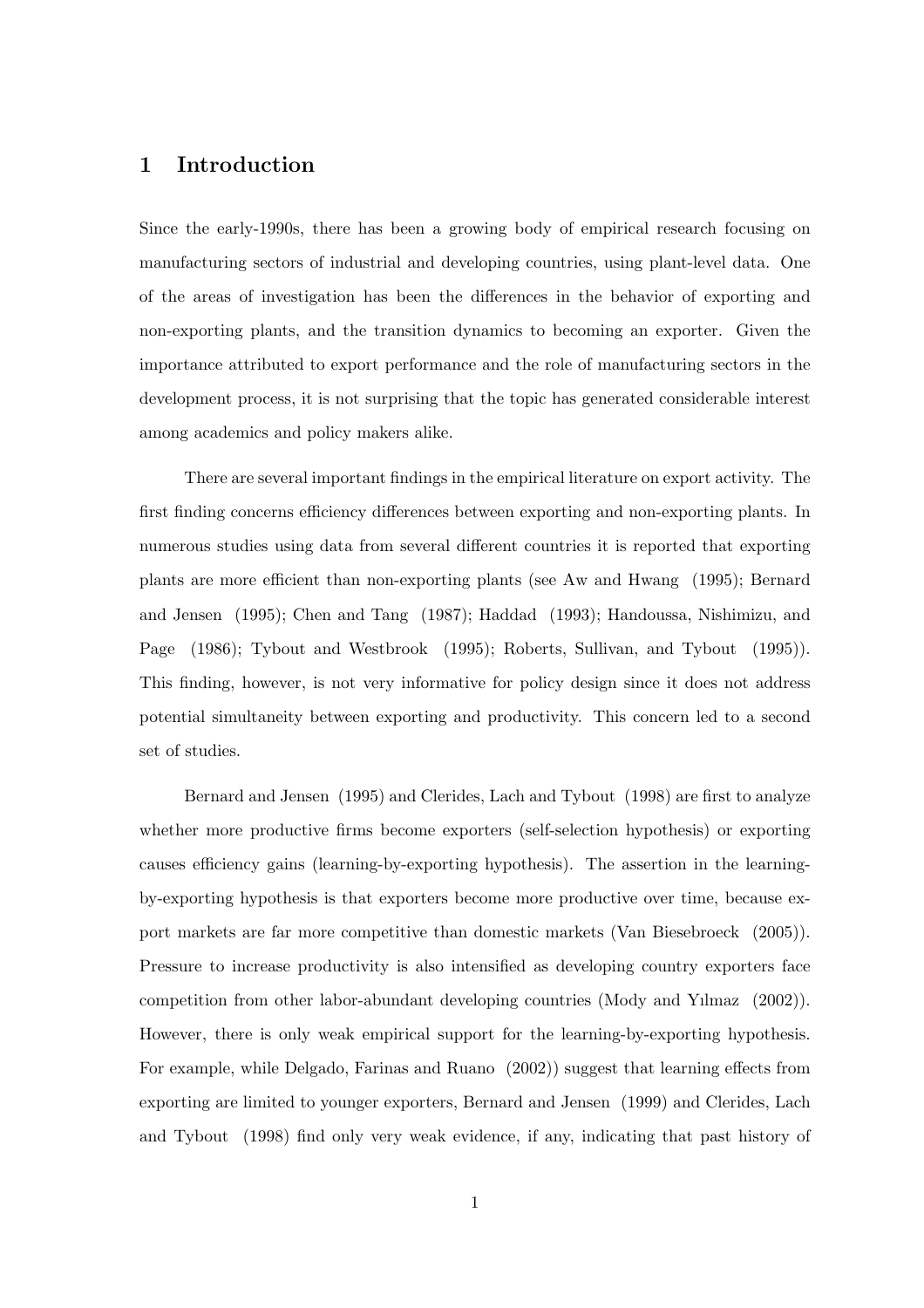## 1 Introduction

Since the early-1990s, there has been a growing body of empirical research focusing on manufacturing sectors of industrial and developing countries, using plant-level data. One of the areas of investigation has been the differences in the behavior of exporting and non-exporting plants, and the transition dynamics to becoming an exporter. Given the importance attributed to export performance and the role of manufacturing sectors in the development process, it is not surprising that the topic has generated considerable interest among academics and policy makers alike.

There are several important findings in the empirical literature on export activity. The first finding concerns efficiency differences between exporting and non-exporting plants. In numerous studies using data from several different countries it is reported that exporting plants are more efficient than non-exporting plants (see Aw and Hwang (1995); Bernard and Jensen (1995); Chen and Tang (1987); Haddad (1993); Handoussa, Nishimizu, and Page (1986); Tybout and Westbrook (1995); Roberts, Sullivan, and Tybout (1995)). This finding, however, is not very informative for policy design since it does not address potential simultaneity between exporting and productivity. This concern led to a second set of studies.

Bernard and Jensen (1995) and Clerides, Lach and Tybout (1998) are first to analyze whether more productive firms become exporters (self-selection hypothesis) or exporting causes efficiency gains (learning-by-exporting hypothesis). The assertion in the learning-by-exporting hypothesis is that exporters become more productive over time, because export markets are far more competitive than domestic markets (Van Biesebroeck (2005)). Pressure to increase productivity is also intensified as developing country exporters face competition from other labor-abundant developing countries (Mody and Yılmaz (2002)). However, there is only weak empirical support for the learning-by-exporting hypothesis. For example, while Delgado, Farinas and Ruano (2002)) suggest that learning effects from exporting are limited to younger exporters, Bernard and Jensen (1999) and Clerides, Lach and Tybout (1998) find only very weak evidence, if any, indicating that past history of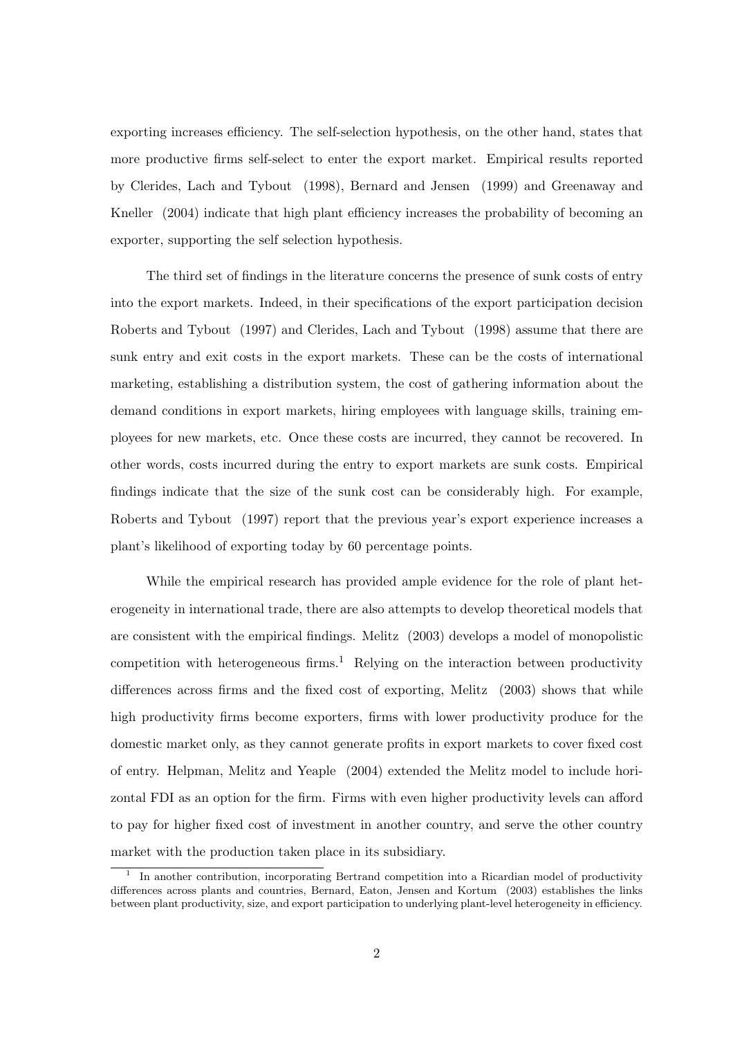exporting increases efficiency. The self-selection hypothesis, on the other hand, states that more productive firms self-select to enter the export market. Empirical results reported by Clerides, Lach and Tybout (1998), Bernard and Jensen (1999) and Greenaway and Kneller (2004) indicate that high plant efficiency increases the probability of becoming an exporter, supporting the self selection hypothesis.

The third set of findings in the literature concerns the presence of sunk costs of entry into the export markets. Indeed, in their specifications of the export participation decision Roberts and Tybout (1997) and Clerides, Lach and Tybout (1998) assume that there are sunk entry and exit costs in the export markets. These can be the costs of international marketing, establishing a distribution system, the cost of gathering information about the demand conditions in export markets, hiring employees with language skills, training employees for new markets, etc. Once these costs are incurred, they cannot be recovered. In other words, costs incurred during the entry to export markets are sunk costs. Empirical findings indicate that the size of the sunk cost can be considerably high. For example, Roberts and Tybout (1997) report that the previous year's export experience increases a plant's likelihood of exporting today by 60 percentage points.

While the empirical research has provided ample evidence for the role of plant heterogeneity in international trade, there are also attempts to develop theoretical models that are consistent with the empirical findings. Melitz (2003) develops a model of monopolistic competition with heterogeneous firms.[1] Relying on the interaction between productivity differences across firms and the fixed cost of exporting, Melitz (2003) shows that while high productivity firms become exporters, firms with lower productivity produce for the domestic market only, as they cannot generate profits in export markets to cover fixed cost of entry. Helpman, Melitz and Yeaple (2004) extended the Melitz model to include horizontal FDI as an option for the firm. Firms with even higher productivity levels can afford to pay for higher fixed cost of investment in another country, and serve the other country market with the production taken place in its subsidiary.

[1] In another contribution, incorporating Bertrand competition into a Ricardian model of productivity differences across plants and countries, Bernard, Eaton, Jensen and Kortum (2003) establishes the links between plant productivity, size, and export participation to underlying plant-level heterogeneity in efficiency.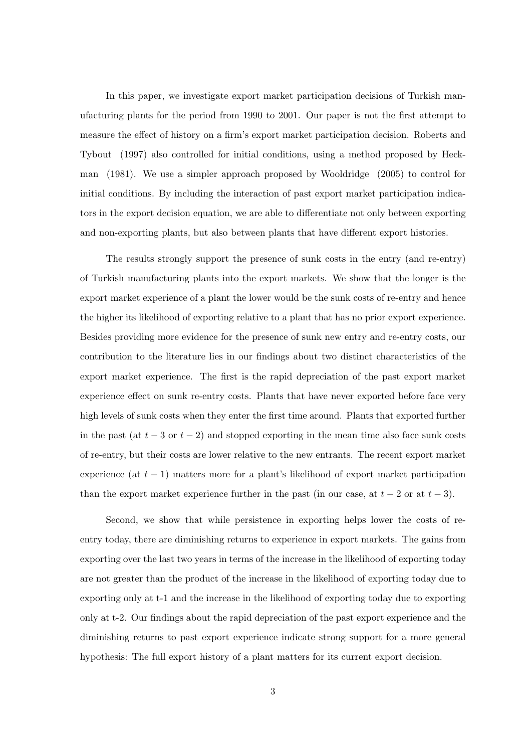In this paper, we investigate export market participation decisions of Turkish manufacturing plants for the period from 1990 to 2001. Our paper is not the first attempt to measure the effect of history on a firm's export market participation decision. Roberts and Tybout (1997) also controlled for initial conditions, using a method proposed by Heckman (1981). We use a simpler approach proposed by Wooldridge (2005) to control for initial conditions. By including the interaction of past export market participation indicators in the export decision equation, we are able to differentiate not only between exporting and non-exporting plants, but also between plants that have different export histories.

The results strongly support the presence of sunk costs in the entry (and re-entry) of Turkish manufacturing plants into the export markets. We show that the longer is the export market experience of a plant the lower would be the sunk costs of re-entry and hence the higher its likelihood of exporting relative to a plant that has no prior export experience. Besides providing more evidence for the presence of sunk new entry and re-entry costs, our contribution to the literature lies in our findings about two distinct characteristics of the export market experience. The first is the rapid depreciation of the past export market experience effect on sunk re-entry costs. Plants that have never exported before face very high levels of sunk costs when they enter the first time around. Plants that exported further in the past (at $t-3$ or $t-2$) and stopped exporting in the mean time also face sunk costs of re-entry, but their costs are lower relative to the new entrants. The recent export market experience (at $t-1$) matters more for a plant's likelihood of export market participation than the export market experience further in the past (in our case, at $t-2$ or at $t-3$).

Second, we show that while persistence in exporting helps lower the costs of re-entry today, there are diminishing returns to experience in export markets. The gains from exporting over the last two years in terms of the increase in the likelihood of exporting today are not greater than the product of the increase in the likelihood of exporting today due to exporting only at t-1 and the increase in the likelihood of exporting today due to exporting only at t-2. Our findings about the rapid depreciation of the past export experience and the diminishing returns to past export experience indicate strong support for a more general hypothesis: The full export history of a plant matters for its current export decision.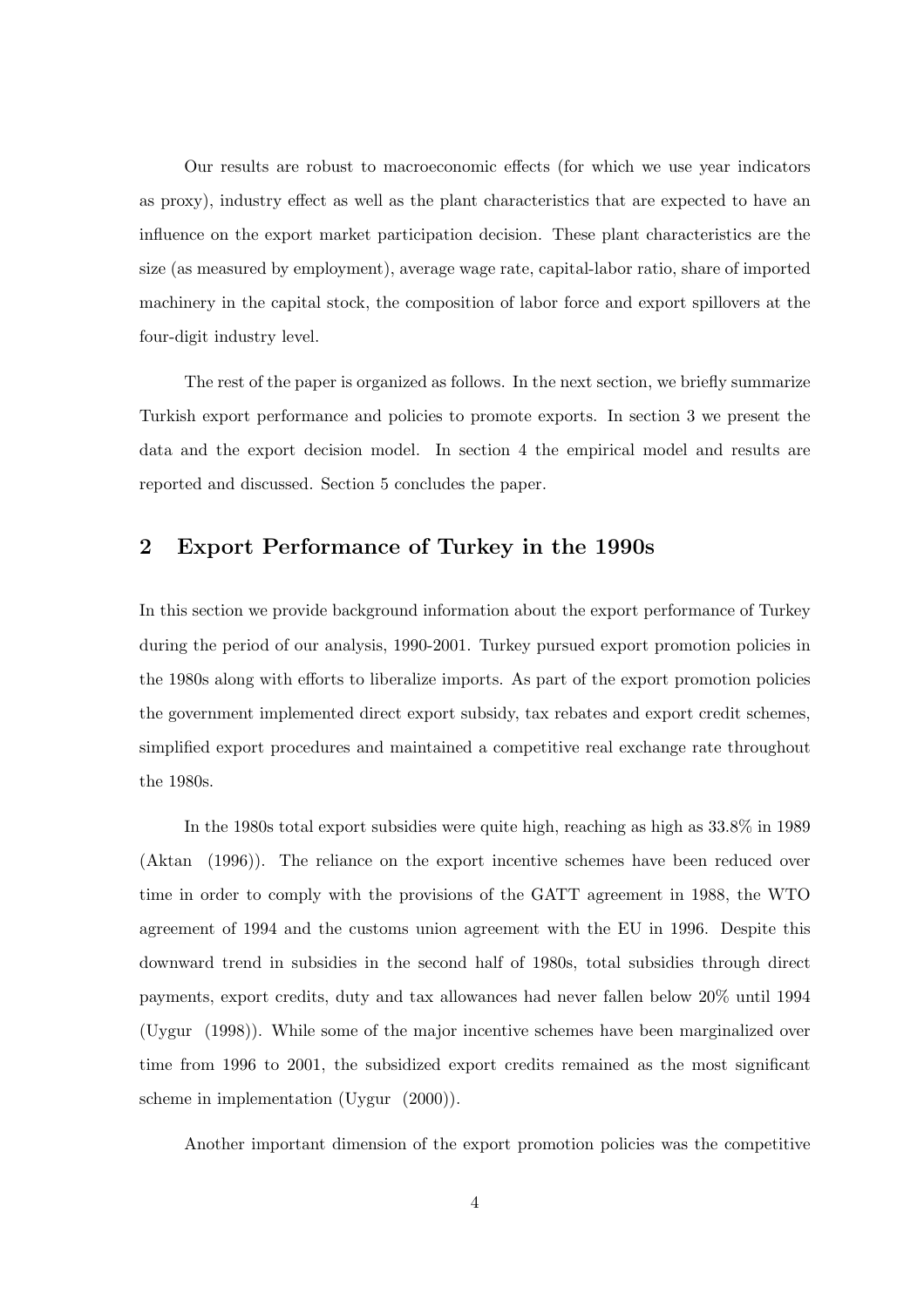Our results are robust to macroeconomic effects (for which we use year indicators as proxy), industry effect as well as the plant characteristics that are expected to have an influence on the export market participation decision. These plant characteristics are the size (as measured by employment), average wage rate, capital-labor ratio, share of imported machinery in the capital stock, the composition of labor force and export spillovers at the four-digit industry level.

The rest of the paper is organized as follows. In the next section, we briefly summarize Turkish export performance and policies to promote exports. In section 3 we present the data and the export decision model. In section 4 the empirical model and results are reported and discussed. Section 5 concludes the paper.

## 2 Export Performance of Turkey in the 1990s

In this section we provide background information about the export performance of Turkey during the period of our analysis, 1990-2001. Turkey pursued export promotion policies in the 1980s along with efforts to liberalize imports. As part of the export promotion policies the government implemented direct export subsidy, tax rebates and export credit schemes, simplified export procedures and maintained a competitive real exchange rate throughout the 1980s.

In the 1980s total export subsidies were quite high, reaching as high as 33.8% in 1989 (Aktan (1996)). The reliance on the export incentive schemes have been reduced over time in order to comply with the provisions of the GATT agreement in 1988, the WTO agreement of 1994 and the customs union agreement with the EU in 1996. Despite this downward trend in subsidies in the second half of 1980s, total subsidies through direct payments, export credits, duty and tax allowances had never fallen below 20% until 1994 (Uygur (1998)). While some of the major incentive schemes have been marginalized over time from 1996 to 2001, the subsidized export credits remained as the most significant scheme in implementation (Uygur (2000)).

Another important dimension of the export promotion policies was the competitive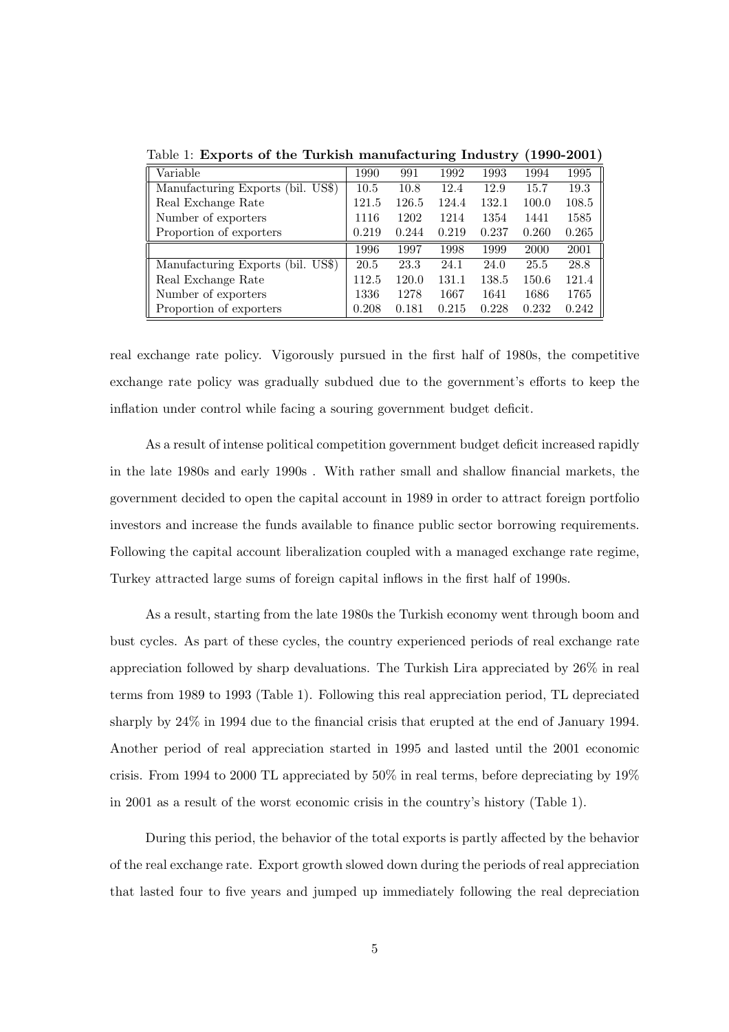Table 1: **Exports of the Turkish manufacturing Industry (1990-2001)**

| Variable | 1990 | 991 | 1992 | 1993 | 1994 | 1995 |
|---|---|---|---|---|---|---|
| Manufacturing Exports (bil. US$) | 10.5 | 10.8 | 12.4 | 12.9 | 15.7 | 19.3 |
| Real Exchange Rate | 121.5 | 126.5 | 124.4 | 132.1 | 100.0 | 108.5 |
| Number of exporters | 1116 | 1202 | 1214 | 1354 | 1441 | 1585 |
| Proportion of exporters | 0.219 | 0.244 | 0.219 | 0.237 | 0.260 | 0.265 |
| | 1996 | 1997 | 1998 | 1999 | 2000 | 2001 |
| Manufacturing Exports (bil. US$) | 20.5 | 23.3 | 24.1 | 24.0 | 25.5 | 28.8 |
| Real Exchange Rate | 112.5 | 120.0 | 131.1 | 138.5 | 150.6 | 121.4 |
| Number of exporters | 1336 | 1278 | 1667 | 1641 | 1686 | 1765 |
| Proportion of exporters | 0.208 | 0.181 | 0.215 | 0.228 | 0.232 | 0.242 |

real exchange rate policy. Vigorously pursued in the first half of 1980s, the competitive exchange rate policy was gradually subdued due to the government's efforts to keep the inflation under control while facing a souring government budget deficit.

As a result of intense political competition government budget deficit increased rapidly in the late 1980s and early 1990s . With rather small and shallow financial markets, the government decided to open the capital account in 1989 in order to attract foreign portfolio investors and increase the funds available to finance public sector borrowing requirements. Following the capital account liberalization coupled with a managed exchange rate regime, Turkey attracted large sums of foreign capital inflows in the first half of 1990s.

As a result, starting from the late 1980s the Turkish economy went through boom and bust cycles. As part of these cycles, the country experienced periods of real exchange rate appreciation followed by sharp devaluations. The Turkish Lira appreciated by 26% in real terms from 1989 to 1993 (Table 1). Following this real appreciation period, TL depreciated sharply by 24% in 1994 due to the financial crisis that erupted at the end of January 1994. Another period of real appreciation started in 1995 and lasted until the 2001 economic crisis. From 1994 to 2000 TL appreciated by 50% in real terms, before depreciating by 19% in 2001 as a result of the worst economic crisis in the country's history (Table 1).

During this period, the behavior of the total exports is partly affected by the behavior of the real exchange rate. Export growth slowed down during the periods of real appreciation that lasted four to five years and jumped up immediately following the real depreciation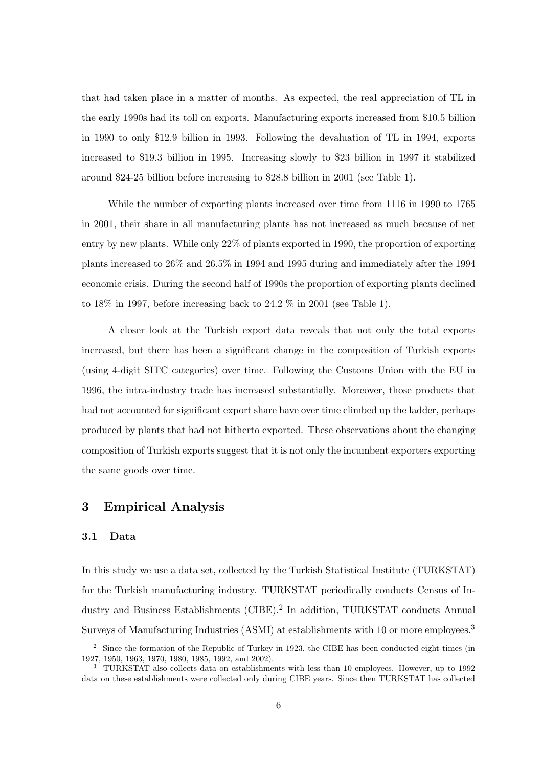that had taken place in a matter of months. As expected, the real appreciation of TL in the early 1990s had its toll on exports. Manufacturing exports increased from $10.5 billion in 1990 to only $12.9 billion in 1993. Following the devaluation of TL in 1994, exports increased to $19.3 billion in 1995. Increasing slowly to $23 billion in 1997 it stabilized around $24-25 billion before increasing to $28.8 billion in 2001 (see Table 1).

While the number of exporting plants increased over time from 1116 in 1990 to 1765 in 2001, their share in all manufacturing plants has not increased as much because of net entry by new plants. While only 22% of plants exported in 1990, the proportion of exporting plants increased to 26% and 26.5% in 1994 and 1995 during and immediately after the 1994 economic crisis. During the second half of 1990s the proportion of exporting plants declined to 18% in 1997, before increasing back to 24.2 % in 2001 (see Table 1).

A closer look at the Turkish export data reveals that not only the total exports increased, but there has been a significant change in the composition of Turkish exports (using 4-digit SITC categories) over time. Following the Customs Union with the EU in 1996, the intra-industry trade has increased substantially. Moreover, those products that had not accounted for significant export share have over time climbed up the ladder, perhaps produced by plants that had not hitherto exported. These observations about the changing composition of Turkish exports suggest that it is not only the incumbent exporters exporting the same goods over time.

## 3 Empirical Analysis

### 3.1 Data

In this study we use a data set, collected by the Turkish Statistical Institute (TURKSTAT) for the Turkish manufacturing industry. TURKSTAT periodically conducts Census of Industry and Business Establishments (CIBE).[2] In addition, TURKSTAT conducts Annual Surveys of Manufacturing Industries (ASMI) at establishments with 10 or more employees.[3]

[2] Since the formation of the Republic of Turkey in 1923, the CIBE has been conducted eight times (in 1927, 1950, 1963, 1970, 1980, 1985, 1992, and 2002).

[3] TURKSTAT also collects data on establishments with less than 10 employees. However, up to 1992 data on these establishments were collected only during CIBE years. Since then TURKSTAT has collected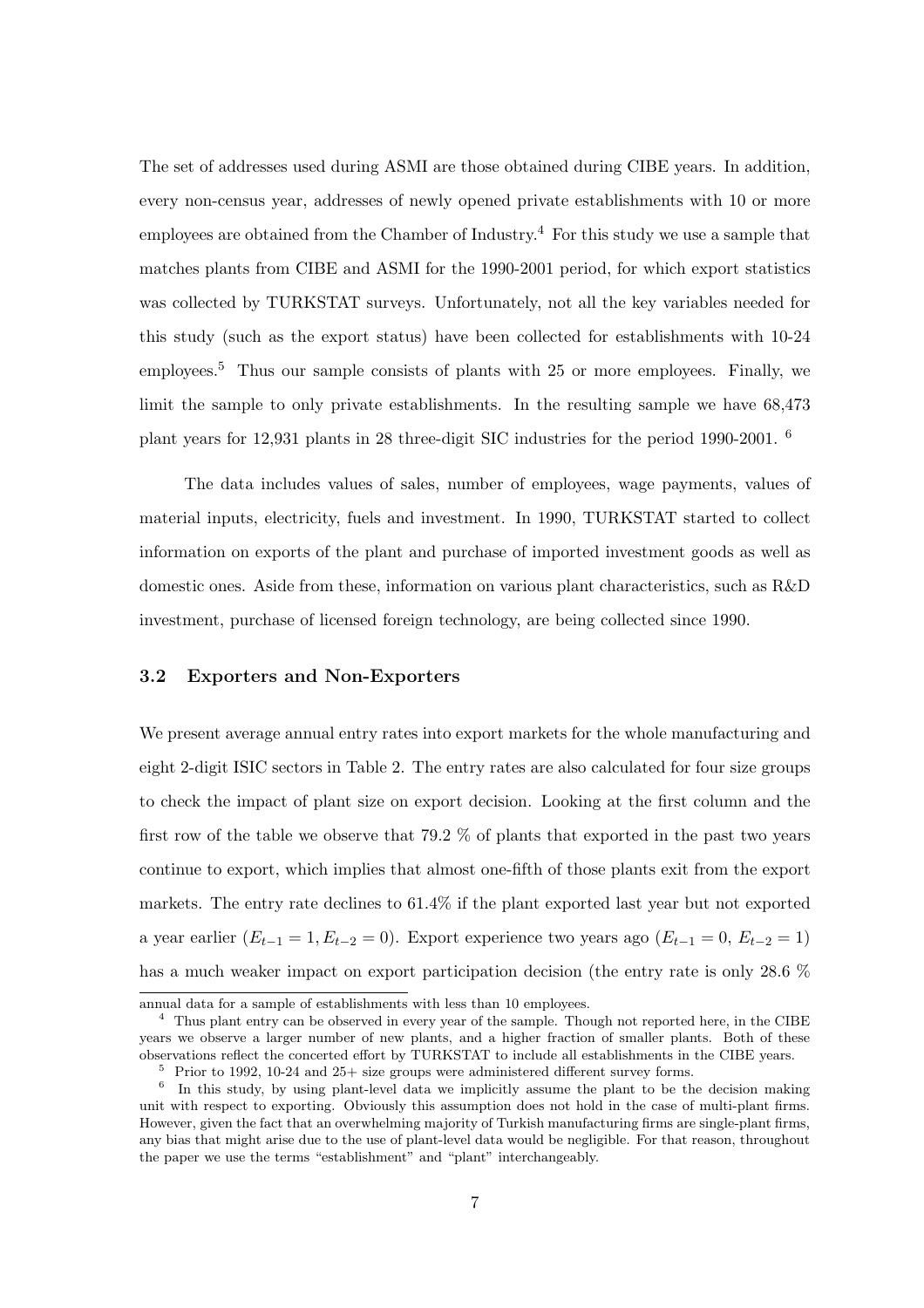The set of addresses used during ASMI are those obtained during CIBE years. In addition, every non-census year, addresses of newly opened private establishments with 10 or more employees are obtained from the Chamber of Industry.[4] For this study we use a sample that matches plants from CIBE and ASMI for the 1990-2001 period, for which export statistics was collected by TURKSTAT surveys. Unfortunately, not all the key variables needed for this study (such as the export status) have been collected for establishments with 10-24 employees.[5] Thus our sample consists of plants with 25 or more employees. Finally, we limit the sample to only private establishments. In the resulting sample we have 68,473 plant years for 12,931 plants in 28 three-digit SIC industries for the period 1990-2001. [6]

The data includes values of sales, number of employees, wage payments, values of material inputs, electricity, fuels and investment. In 1990, TURKSTAT started to collect information on exports of the plant and purchase of imported investment goods as well as domestic ones. Aside from these, information on various plant characteristics, such as R&D investment, purchase of licensed foreign technology, are being collected since 1990.

### 3.2 Exporters and Non-Exporters

We present average annual entry rates into export markets for the whole manufacturing and eight 2-digit ISIC sectors in Table 2. The entry rates are also calculated for four size groups to check the impact of plant size on export decision. Looking at the first column and the first row of the table we observe that 79.2 % of plants that exported in the past two years continue to export, which implies that almost one-fifth of those plants exit from the export markets. The entry rate declines to 61.4% if the plant exported last year but not exported a year earlier ($E_{t-1} = 1, E_{t-2} = 0$). Export experience two years ago ($E_{t-1} = 0$, $E_{t-2} = 1$) has a much weaker impact on export participation decision (the entry rate is only 28.6 %

annual data for a sample of establishments with less than 10 employees.

[4] Thus plant entry can be observed in every year of the sample. Though not reported here, in the CIBE years we observe a larger number of new plants, and a higher fraction of smaller plants. Both of these observations reflect the concerted effort by TURKSTAT to include all establishments in the CIBE years.

[5] Prior to 1992, 10-24 and 25+ size groups were administered different survey forms.

[6] In this study, by using plant-level data we implicitly assume the plant to be the decision making unit with respect to exporting. Obviously this assumption does not hold in the case of multi-plant firms. However, given the fact that an overwhelming majority of Turkish manufacturing firms are single-plant firms, any bias that might arise due to the use of plant-level data would be negligible. For that reason, throughout the paper we use the terms "establishment" and "plant" interchangeably.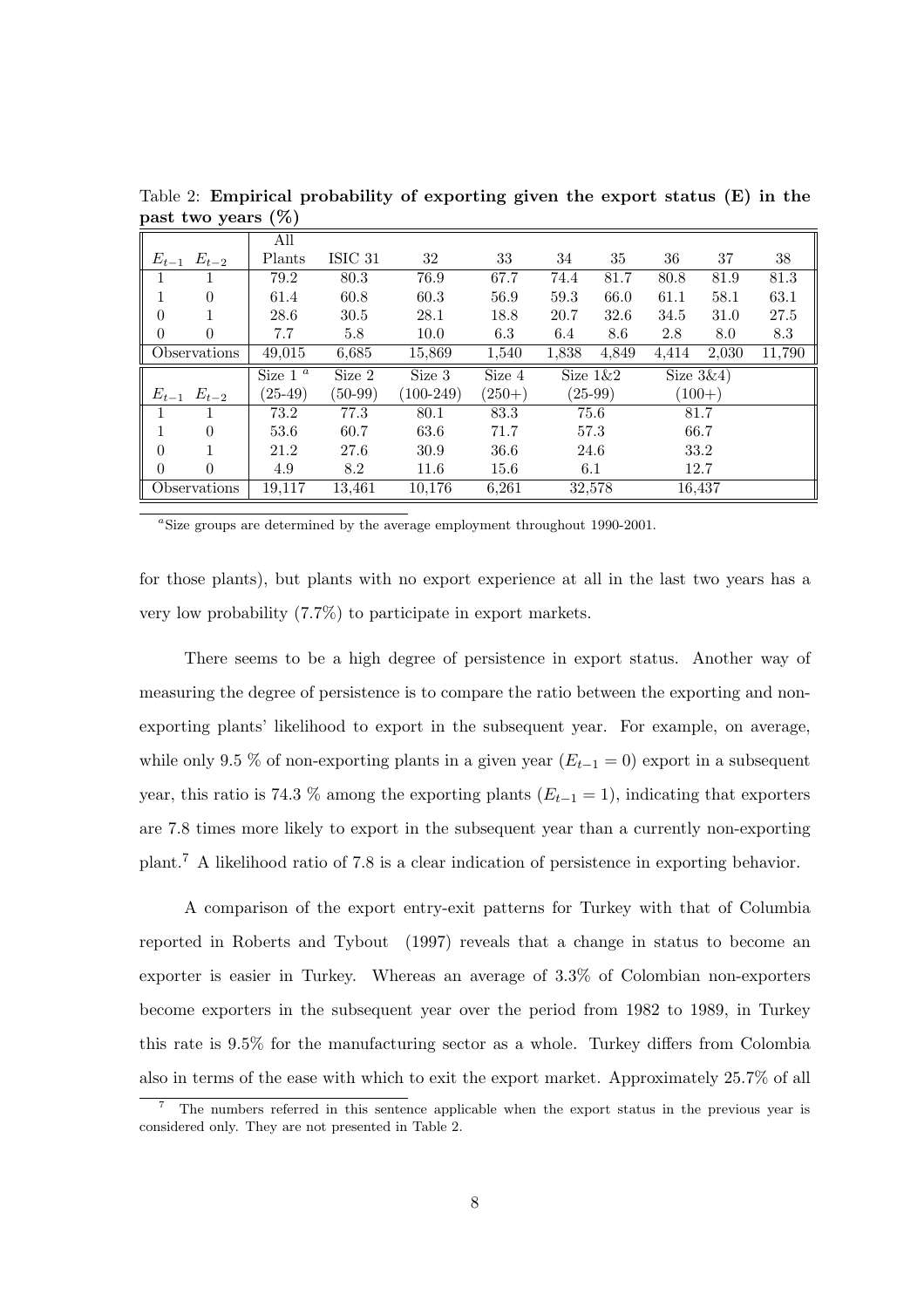Table 2: **Empirical probability of exporting given the export status (E) in the past two years (%)**

| $E_{t-1}$ | $E_{t-2}$ | All Plants | ISIC 31 | 32 | 33 | 34 | 35 | 36 | 37 | 38 |
|---|---|---|---|---|---|---|---|---|---|---|
| 1 | 1 | 79.2 | 80.3 | 76.9 | 67.7 | 74.4 | 81.7 | 80.8 | 81.9 | 81.3 |
| 1 | 0 | 61.4 | 60.8 | 60.3 | 56.9 | 59.3 | 66.0 | 61.1 | 58.1 | 63.1 |
| 0 | 1 | 28.6 | 30.5 | 28.1 | 18.8 | 20.7 | 32.6 | 34.5 | 31.0 | 27.5 |
| 0 | 0 | 7.7 | 5.8 | 10.0 | 6.3 | 6.4 | 8.6 | 2.8 | 8.0 | 8.3 |
| Observations | | 49,015 | 6,685 | 15,869 | 1,540 | 1,838 | 4,849 | 4,414 | 2,030 | 11,790 |

| $E_{t-1}$ | $E_{t-2}$ | Size 1 [a] (25-49) | Size 2 (50-99) | Size 3 (100-249) | Size 4 (250+) | Size 1&2 (25-99) | Size 3&4) (100+) |
|---|---|---|---|---|---|---|---|
| 1 | 1 | 73.2 | 77.3 | 80.1 | 83.3 | 75.6 | 81.7 |
| 1 | 0 | 53.6 | 60.7 | 63.6 | 71.7 | 57.3 | 66.7 |
| 0 | 1 | 21.2 | 27.6 | 30.9 | 36.6 | 24.6 | 33.2 |
| 0 | 0 | 4.9 | 8.2 | 11.6 | 15.6 | 6.1 | 12.7 |
| Observations | | 19,117 | 13,461 | 10,176 | 6,261 | 32,578 | 16,437 |

[a] Size groups are determined by the average employment throughout 1990-2001.

for those plants), but plants with no export experience at all in the last two years has a very low probability (7.7%) to participate in export markets.

There seems to be a high degree of persistence in export status. Another way of measuring the degree of persistence is to compare the ratio between the exporting and non-exporting plants' likelihood to export in the subsequent year. For example, on average, while only 9.5 % of non-exporting plants in a given year ($E_{t-1} = 0$) export in a subsequent year, this ratio is 74.3 % among the exporting plants ($E_{t-1} = 1$), indicating that exporters are 7.8 times more likely to export in the subsequent year than a currently non-exporting plant.[7] A likelihood ratio of 7.8 is a clear indication of persistence in exporting behavior.

A comparison of the export entry-exit patterns for Turkey with that of Columbia reported in Roberts and Tybout (1997) reveals that a change in status to become an exporter is easier in Turkey. Whereas an average of 3.3% of Colombian non-exporters become exporters in the subsequent year over the period from 1982 to 1989, in Turkey this rate is 9.5% for the manufacturing sector as a whole. Turkey differs from Colombia also in terms of the ease with which to exit the export market. Approximately 25.7% of all

[7] The numbers referred in this sentence applicable when the export status in the previous year is considered only. They are not presented in Table 2.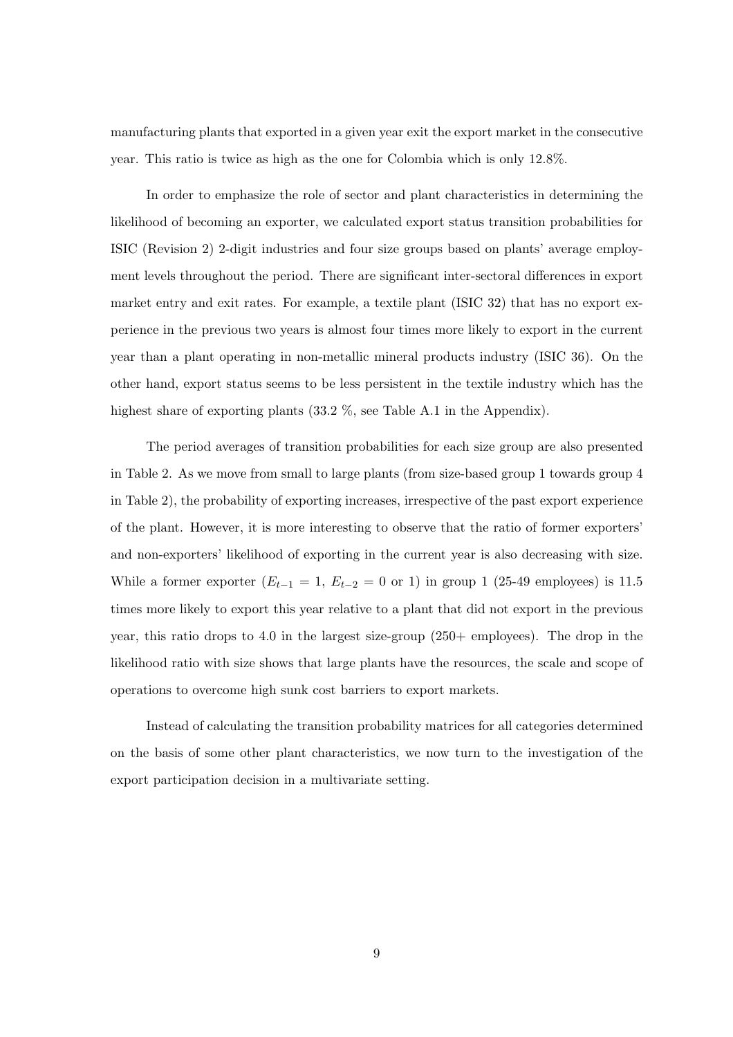manufacturing plants that exported in a given year exit the export market in the consecutive year. This ratio is twice as high as the one for Colombia which is only 12.8%.

In order to emphasize the role of sector and plant characteristics in determining the likelihood of becoming an exporter, we calculated export status transition probabilities for ISIC (Revision 2) 2-digit industries and four size groups based on plants' average employment levels throughout the period. There are significant inter-sectoral differences in export market entry and exit rates. For example, a textile plant (ISIC 32) that has no export experience in the previous two years is almost four times more likely to export in the current year than a plant operating in non-metallic mineral products industry (ISIC 36). On the other hand, export status seems to be less persistent in the textile industry which has the highest share of exporting plants (33.2 %, see Table A.1 in the Appendix).

The period averages of transition probabilities for each size group are also presented in Table 2. As we move from small to large plants (from size-based group 1 towards group 4 in Table 2), the probability of exporting increases, irrespective of the past export experience of the plant. However, it is more interesting to observe that the ratio of former exporters' and non-exporters' likelihood of exporting in the current year is also decreasing with size. While a former exporter ($E_{t-1} = 1$, $E_{t-2} = 0$ or 1) in group 1 (25-49 employees) is 11.5 times more likely to export this year relative to a plant that did not export in the previous year, this ratio drops to 4.0 in the largest size-group (250+ employees). The drop in the likelihood ratio with size shows that large plants have the resources, the scale and scope of operations to overcome high sunk cost barriers to export markets.

Instead of calculating the transition probability matrices for all categories determined on the basis of some other plant characteristics, we now turn to the investigation of the export participation decision in a multivariate setting.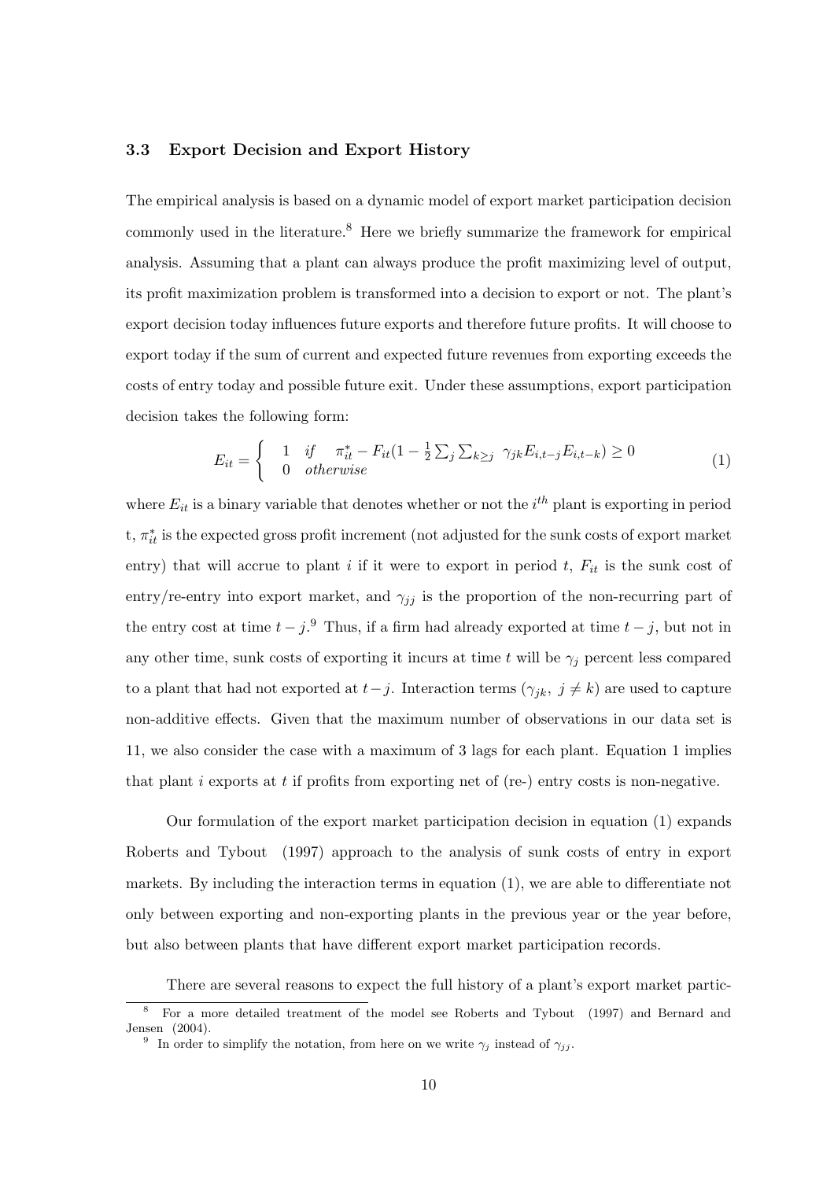### 3.3 Export Decision and Export History

The empirical analysis is based on a dynamic model of export market participation decision commonly used in the literature.[8] Here we briefly summarize the framework for empirical analysis. Assuming that a plant can always produce the profit maximizing level of output, its profit maximization problem is transformed into a decision to export or not. The plant's export decision today influences future exports and therefore future profits. It will choose to export today if the sum of current and expected future revenues from exporting exceeds the costs of entry today and possible future exit. Under these assumptions, export participation decision takes the following form:

$$E_{it} = \begin{cases} 1 & if \quad \pi^*_{it} - F_{it}(1 - \frac{1}{2}\sum_j \sum_{k \geq j} \ \gamma_{jk} E_{i,t-j} E_{i,t-k}) \geq 0 \\ 0 & otherwise \end{cases} \tag{1}$$

where $E_{it}$ is a binary variable that denotes whether or not the $i^{th}$ plant is exporting in period t, $\pi^*_{it}$ is the expected gross profit increment (not adjusted for the sunk costs of export market entry) that will accrue to plant $i$ if it were to export in period $t$, $F_{it}$ is the sunk cost of entry/re-entry into export market, and $\gamma_{jj}$ is the proportion of the non-recurring part of the entry cost at time $t-j$.[9] Thus, if a firm had already exported at time $t-j$, but not in any other time, sunk costs of exporting it incurs at time $t$ will be $\gamma_j$ percent less compared to a plant that had not exported at $t-j$. Interaction terms ($\gamma_{jk}, \ j \neq k$) are used to capture non-additive effects. Given that the maximum number of observations in our data set is 11, we also consider the case with a maximum of 3 lags for each plant. Equation 1 implies that plant $i$ exports at $t$ if profits from exporting net of (re-) entry costs is non-negative.

Our formulation of the export market participation decision in equation (1) expands Roberts and Tybout (1997) approach to the analysis of sunk costs of entry in export markets. By including the interaction terms in equation (1), we are able to differentiate not only between exporting and non-exporting plants in the previous year or the year before, but also between plants that have different export market participation records.

There are several reasons to expect the full history of a plant's export market partic-

---

[8] For a more detailed treatment of the model see Roberts and Tybout (1997) and Bernard and Jensen (2004).

[9] In order to simplify the notation, from here on we write $\gamma_j$ instead of $\gamma_{jj}$.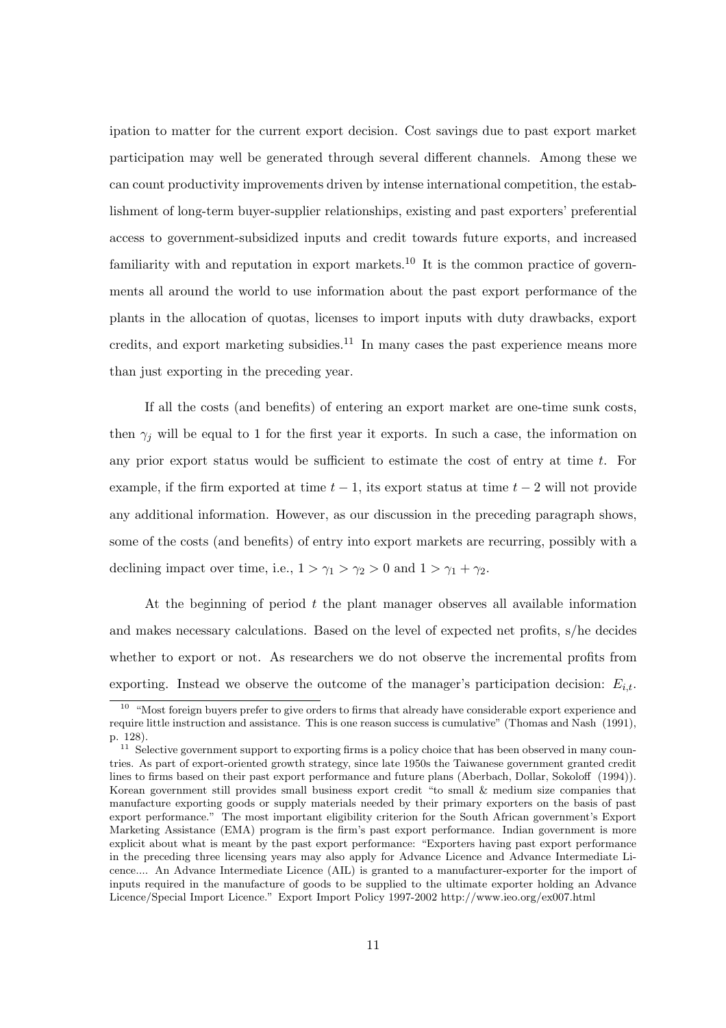ipation to matter for the current export decision. Cost savings due to past export market participation may well be generated through several different channels. Among these we can count productivity improvements driven by intense international competition, the establishment of long-term buyer-supplier relationships, existing and past exporters' preferential access to government-subsidized inputs and credit towards future exports, and increased familiarity with and reputation in export markets.[10] It is the common practice of governments all around the world to use information about the past export performance of the plants in the allocation of quotas, licenses to import inputs with duty drawbacks, export credits, and export marketing subsidies.[11] In many cases the past experience means more than just exporting in the preceding year.

If all the costs (and benefits) of entering an export market are one-time sunk costs, then $\gamma_j$ will be equal to 1 for the first year it exports. In such a case, the information on any prior export status would be sufficient to estimate the cost of entry at time $t$. For example, if the firm exported at time $t-1$, its export status at time $t-2$ will not provide any additional information. However, as our discussion in the preceding paragraph shows, some of the costs (and benefits) of entry into export markets are recurring, possibly with a declining impact over time, i.e., $1 > \gamma_1 > \gamma_2 > 0$ and $1 > \gamma_1 + \gamma_2$.

At the beginning of period $t$ the plant manager observes all available information and makes necessary calculations. Based on the level of expected net profits, s/he decides whether to export or not. As researchers we do not observe the incremental profits from exporting. Instead we observe the outcome of the manager's participation decision: $E_{i,t}$.

[10] "Most foreign buyers prefer to give orders to firms that already have considerable export experience and require little instruction and assistance. This is one reason success is cumulative" (Thomas and Nash (1991), p. 128).

[11] Selective government support to exporting firms is a policy choice that has been observed in many countries. As part of export-oriented growth strategy, since late 1950s the Taiwanese government granted credit lines to firms based on their past export performance and future plans (Aberbach, Dollar, Sokoloff (1994)). Korean government still provides small business export credit "to small & medium size companies that manufacture exporting goods or supply materials needed by their primary exporters on the basis of past export performance." The most important eligibility criterion for the South African government's Export Marketing Assistance (EMA) program is the firm's past export performance. Indian government is more explicit about what is meant by the past export performance: "Exporters having past export performance in the preceding three licensing years may also apply for Advance Licence and Advance Intermediate Licence.... An Advance Intermediate Licence (AIL) is granted to a manufacturer-exporter for the import of inputs required in the manufacture of goods to be supplied to the ultimate exporter holding an Advance Licence/Special Import Licence." Export Import Policy 1997-2002 http://www.ieo.org/ex007.html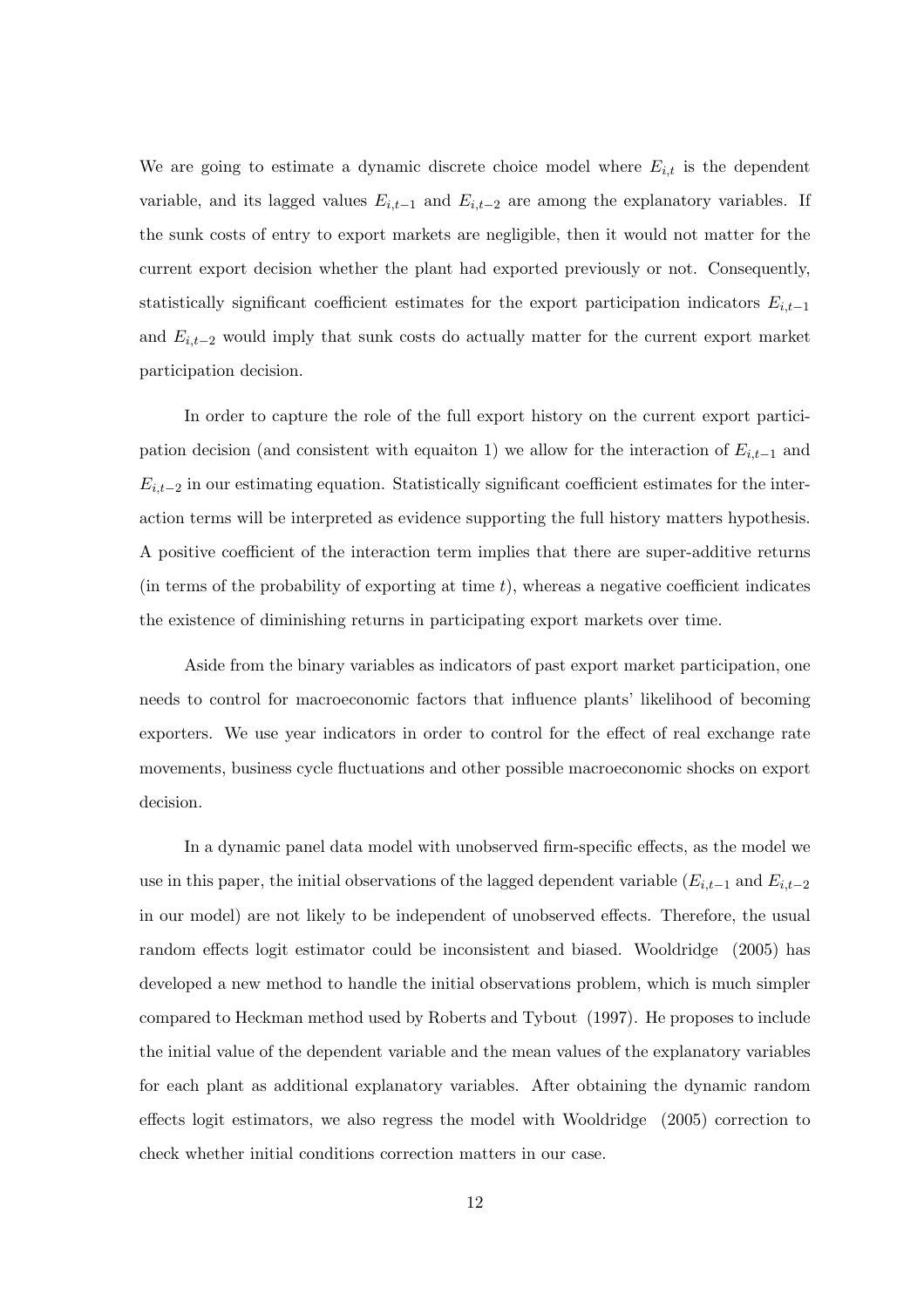We are going to estimate a dynamic discrete choice model where $E_{i,t}$ is the dependent variable, and its lagged values $E_{i,t-1}$ and $E_{i,t-2}$ are among the explanatory variables. If the sunk costs of entry to export markets are negligible, then it would not matter for the current export decision whether the plant had exported previously or not. Consequently, statistically significant coefficient estimates for the export participation indicators $E_{i,t-1}$ and $E_{i,t-2}$ would imply that sunk costs do actually matter for the current export market participation decision.

In order to capture the role of the full export history on the current export participation decision (and consistent with equaiton 1) we allow for the interaction of $E_{i,t-1}$ and $E_{i,t-2}$ in our estimating equation. Statistically significant coefficient estimates for the interaction terms will be interpreted as evidence supporting the full history matters hypothesis. A positive coefficient of the interaction term implies that there are super-additive returns (in terms of the probability of exporting at time $t$), whereas a negative coefficient indicates the existence of diminishing returns in participating export markets over time.

Aside from the binary variables as indicators of past export market participation, one needs to control for macroeconomic factors that influence plants' likelihood of becoming exporters. We use year indicators in order to control for the effect of real exchange rate movements, business cycle fluctuations and other possible macroeconomic shocks on export decision.

In a dynamic panel data model with unobserved firm-specific effects, as the model we use in this paper, the initial observations of the lagged dependent variable ($E_{i,t-1}$ and $E_{i,t-2}$ in our model) are not likely to be independent of unobserved effects. Therefore, the usual random effects logit estimator could be inconsistent and biased. Wooldridge (2005) has developed a new method to handle the initial observations problem, which is much simpler compared to Heckman method used by Roberts and Tybout (1997). He proposes to include the initial value of the dependent variable and the mean values of the explanatory variables for each plant as additional explanatory variables. After obtaining the dynamic random effects logit estimators, we also regress the model with Wooldridge (2005) correction to check whether initial conditions correction matters in our case.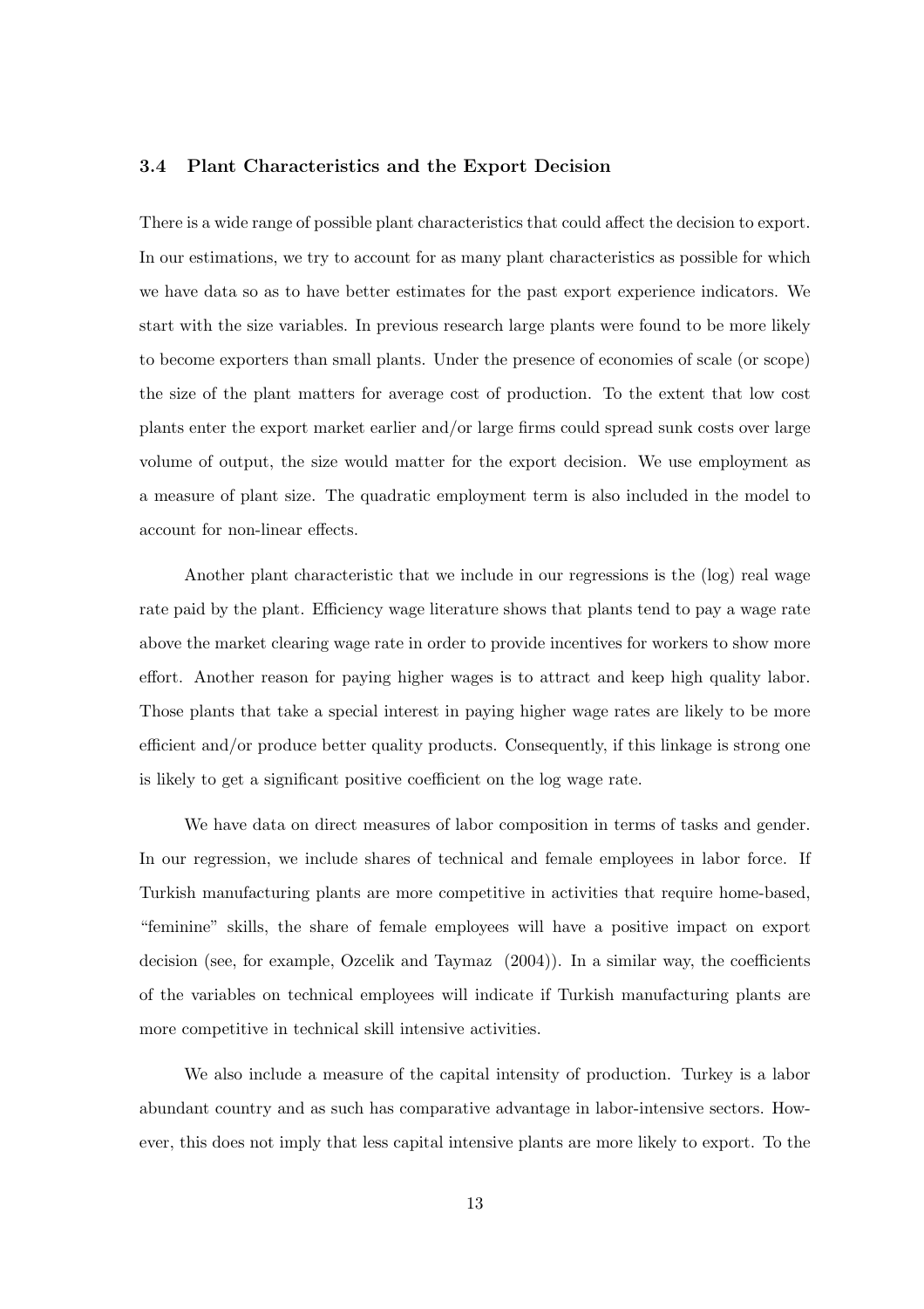### 3.4 Plant Characteristics and the Export Decision

There is a wide range of possible plant characteristics that could affect the decision to export. In our estimations, we try to account for as many plant characteristics as possible for which we have data so as to have better estimates for the past export experience indicators. We start with the size variables. In previous research large plants were found to be more likely to become exporters than small plants. Under the presence of economies of scale (or scope) the size of the plant matters for average cost of production. To the extent that low cost plants enter the export market earlier and/or large firms could spread sunk costs over large volume of output, the size would matter for the export decision. We use employment as a measure of plant size. The quadratic employment term is also included in the model to account for non-linear effects.

Another plant characteristic that we include in our regressions is the (log) real wage rate paid by the plant. Efficiency wage literature shows that plants tend to pay a wage rate above the market clearing wage rate in order to provide incentives for workers to show more effort. Another reason for paying higher wages is to attract and keep high quality labor. Those plants that take a special interest in paying higher wage rates are likely to be more efficient and/or produce better quality products. Consequently, if this linkage is strong one is likely to get a significant positive coefficient on the log wage rate.

We have data on direct measures of labor composition in terms of tasks and gender. In our regression, we include shares of technical and female employees in labor force. If Turkish manufacturing plants are more competitive in activities that require home-based, "feminine" skills, the share of female employees will have a positive impact on export decision (see, for example, Ozcelik and Taymaz (2004)). In a similar way, the coefficients of the variables on technical employees will indicate if Turkish manufacturing plants are more competitive in technical skill intensive activities.

We also include a measure of the capital intensity of production. Turkey is a labor abundant country and as such has comparative advantage in labor-intensive sectors. However, this does not imply that less capital intensive plants are more likely to export. To the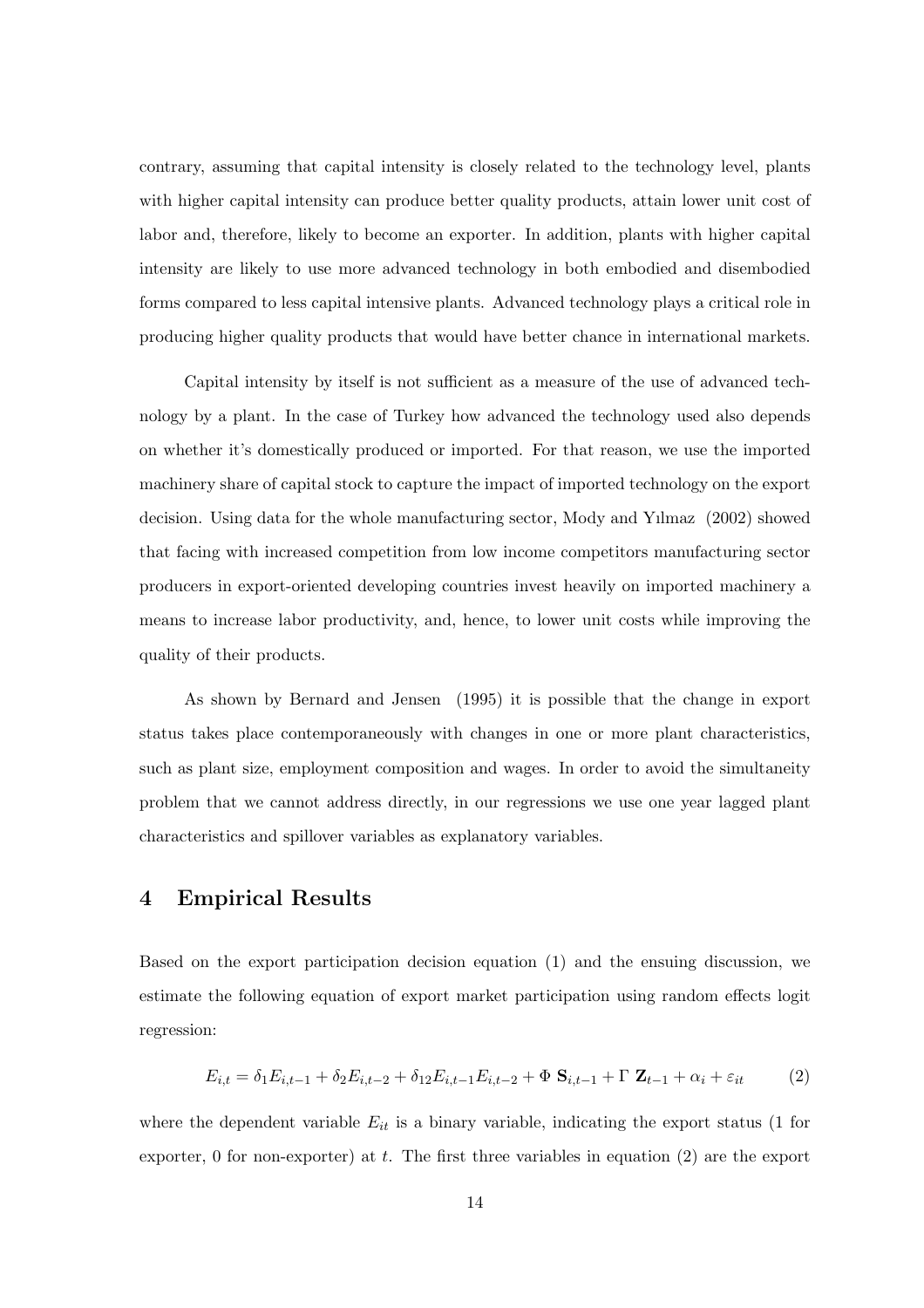contrary, assuming that capital intensity is closely related to the technology level, plants with higher capital intensity can produce better quality products, attain lower unit cost of labor and, therefore, likely to become an exporter. In addition, plants with higher capital intensity are likely to use more advanced technology in both embodied and disembodied forms compared to less capital intensive plants. Advanced technology plays a critical role in producing higher quality products that would have better chance in international markets.

Capital intensity by itself is not sufficient as a measure of the use of advanced technology by a plant. In the case of Turkey how advanced the technology used also depends on whether it's domestically produced or imported. For that reason, we use the imported machinery share of capital stock to capture the impact of imported technology on the export decision. Using data for the whole manufacturing sector, Mody and Yılmaz (2002) showed that facing with increased competition from low income competitors manufacturing sector producers in export-oriented developing countries invest heavily on imported machinery a means to increase labor productivity, and, hence, to lower unit costs while improving the quality of their products.

As shown by Bernard and Jensen (1995) it is possible that the change in export status takes place contemporaneously with changes in one or more plant characteristics, such as plant size, employment composition and wages. In order to avoid the simultaneity problem that we cannot address directly, in our regressions we use one year lagged plant characteristics and spillover variables as explanatory variables.

## 4 Empirical Results

Based on the export participation decision equation (1) and the ensuing discussion, we estimate the following equation of export market participation using random effects logit regression:

$$E_{i,t} = \delta_1 E_{i,t-1} + \delta_2 E_{i,t-2} + \delta_{12} E_{i,t-1} E_{i,t-2} + \Phi \; \mathbf{S}_{i,t-1} + \Gamma \; \mathbf{Z}_{t-1} + \alpha_i + \varepsilon_{it} \qquad (2)$$

where the dependent variable $E_{it}$ is a binary variable, indicating the export status (1 for exporter, 0 for non-exporter) at $t$. The first three variables in equation (2) are the export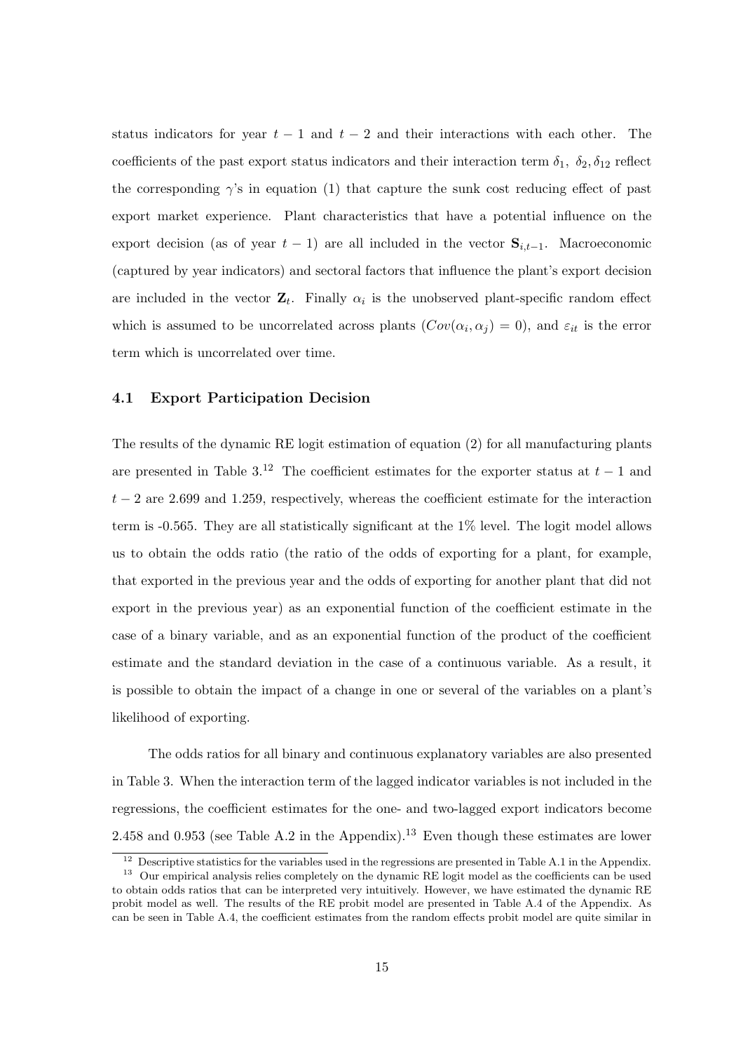status indicators for year $t-1$ and $t-2$ and their interactions with each other. The coefficients of the past export status indicators and their interaction term $\delta_1$, $\delta_2, \delta_{12}$ reflect the corresponding $\gamma$'s in equation (1) that capture the sunk cost reducing effect of past export market experience. Plant characteristics that have a potential influence on the export decision (as of year $t-1$) are all included in the vector $\mathbf{S}_{i,t-1}$. Macroeconomic (captured by year indicators) and sectoral factors that influence the plant's export decision are included in the vector $\mathbf{Z}_t$. Finally $\alpha_i$ is the unobserved plant-specific random effect which is assumed to be uncorrelated across plants ($Cov(\alpha_i, \alpha_j) = 0$), and $\varepsilon_{it}$ is the error term which is uncorrelated over time.

### 4.1 Export Participation Decision

The results of the dynamic RE logit estimation of equation (2) for all manufacturing plants are presented in Table 3.[12] The coefficient estimates for the exporter status at $t-1$ and $t-2$ are 2.699 and 1.259, respectively, whereas the coefficient estimate for the interaction term is -0.565. They are all statistically significant at the 1% level. The logit model allows us to obtain the odds ratio (the ratio of the odds of exporting for a plant, for example, that exported in the previous year and the odds of exporting for another plant that did not export in the previous year) as an exponential function of the coefficient estimate in the case of a binary variable, and as an exponential function of the product of the coefficient estimate and the standard deviation in the case of a continuous variable. As a result, it is possible to obtain the impact of a change in one or several of the variables on a plant's likelihood of exporting.

The odds ratios for all binary and continuous explanatory variables are also presented in Table 3. When the interaction term of the lagged indicator variables is not included in the regressions, the coefficient estimates for the one- and two-lagged export indicators become 2.458 and 0.953 (see Table A.2 in the Appendix).[13] Even though these estimates are lower

---

[12] Descriptive statistics for the variables used in the regressions are presented in Table A.1 in the Appendix.

[13] Our empirical analysis relies completely on the dynamic RE logit model as the coefficients can be used to obtain odds ratios that can be interpreted very intuitively. However, we have estimated the dynamic RE probit model as well. The results of the RE probit model are presented in Table A.4 of the Appendix. As can be seen in Table A.4, the coefficient estimates from the random effects probit model are quite similar in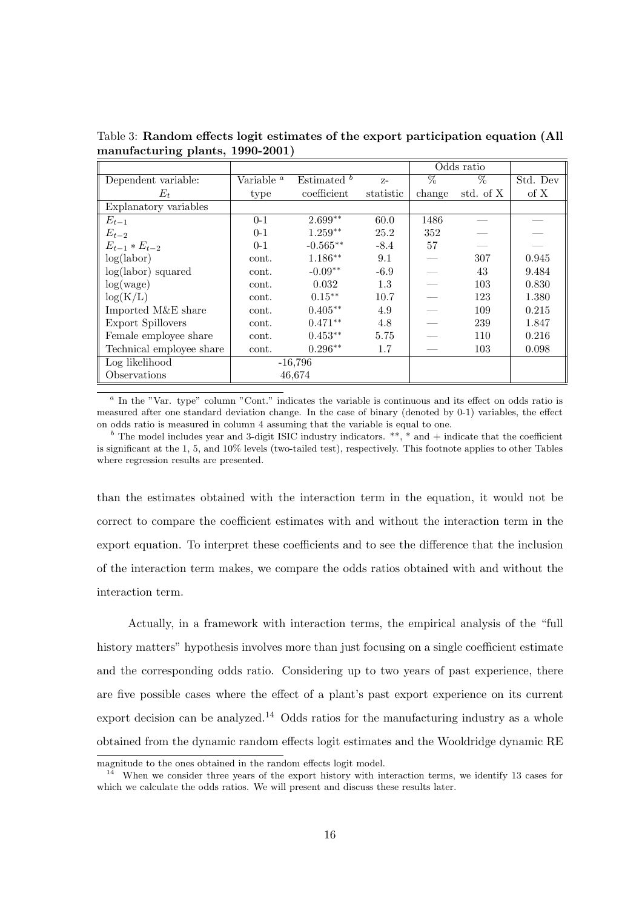Table 3: **Random effects logit estimates of the export participation equation (All manufacturing plants, 1990-2001)**

| | | | | Odds ratio | | |
|---|---|---|---|---|---|---|
| Dependent variable: $E_t$ | Variable [a] type | Estimated [b] coefficient | z-statistic | % change | % std. of X | Std. Dev of X |
| Explanatory variables | | | | | | |
| $E_{t-1}$ | 0-1 | $2.699^{**}$ | 60.0 | 1486 | — | — |
| $E_{t-2}$ | 0-1 | $1.259^{**}$ | 25.2 | 352 | — | — |
| $E_{t-1} * E_{t-2}$ | 0-1 | $-0.565^{**}$ | -8.4 | 57 | — | — |
| log(labor) | cont. | $1.186^{**}$ | 9.1 | — | 307 | 0.945 |
| log(labor) squared | cont. | $-0.09^{**}$ | -6.9 | — | 43 | 9.484 |
| log(wage) | cont. | 0.032 | 1.3 | — | 103 | 0.830 |
| log(K/L) | cont. | $0.15^{**}$ | 10.7 | — | 123 | 1.380 |
| Imported M&E share | cont. | $0.405^{**}$ | 4.9 | — | 109 | 0.215 |
| Export Spillovers | cont. | $0.471^{**}$ | 4.8 | — | 239 | 1.847 |
| Female employee share | cont. | $0.453^{**}$ | 5.75 | — | 110 | 0.216 |
| Technical employee share | cont. | $0.296^{**}$ | 1.7 | — | 103 | 0.098 |
| Log likelihood | | -16,796 | | | | |
| Observations | | 46,674 | | | | |

[a] In the "Var. type" column "Cont." indicates the variable is continuous and its effect on odds ratio is measured after one standard deviation change. In the case of binary (denoted by 0-1) variables, the effect on odds ratio is measured in column 4 assuming that the variable is equal to one.

[b] The model includes year and 3-digit ISIC industry indicators. **, * and + indicate that the coefficient is significant at the 1, 5, and 10% levels (two-tailed test), respectively. This footnote applies to other Tables where regression results are presented.

than the estimates obtained with the interaction term in the equation, it would not be correct to compare the coefficient estimates with and without the interaction term in the export equation. To interpret these coefficients and to see the difference that the inclusion of the interaction term makes, we compare the odds ratios obtained with and without the interaction term.

Actually, in a framework with interaction terms, the empirical analysis of the "full history matters" hypothesis involves more than just focusing on a single coefficient estimate and the corresponding odds ratio. Considering up to two years of past experience, there are five possible cases where the effect of a plant's past export experience on its current export decision can be analyzed.[14] Odds ratios for the manufacturing industry as a whole obtained from the dynamic random effects logit estimates and the Wooldridge dynamic RE

magnitude to the ones obtained in the random effects logit model.

[14] When we consider three years of the export history with interaction terms, we identify 13 cases for which we calculate the odds ratios. We will present and discuss these results later.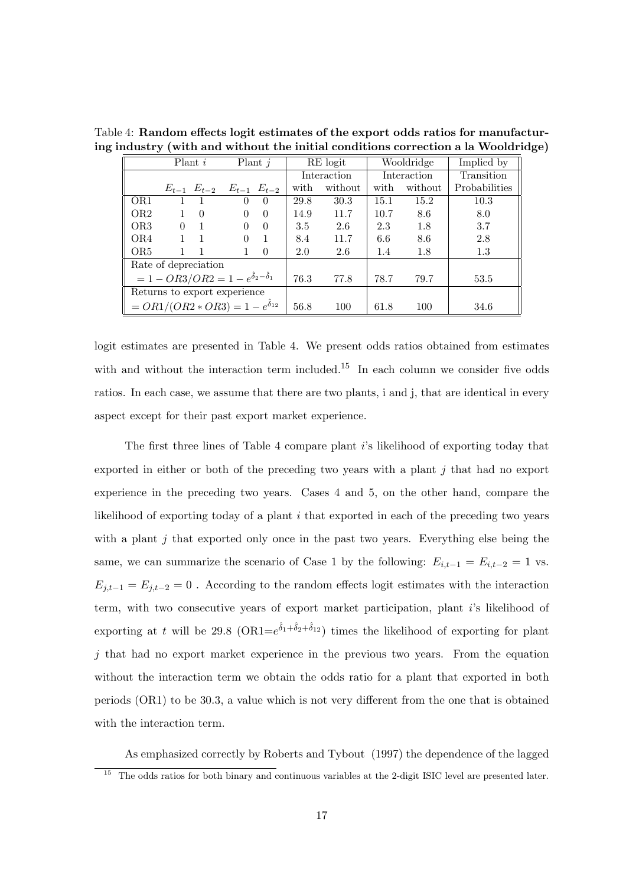Table 4: **Random effects logit estimates of the export odds ratios for manufacturing industry (with and without the initial conditions correction a la Wooldridge)**

| | Plant $i$ | | Plant $j$ | | RE logit | | Wooldridge | | Implied by |
|---|---|---|---|---|---|---|---|---|---|
| | | | | | Interaction | | Interaction | | Transition |
| | $E_{t-1}$ | $E_{t-2}$ | $E_{t-1}$ | $E_{t-2}$ | with | without | with | without | Probabilities |
| OR1 | 1 | 1 | 0 | 0 | 29.8 | 30.3 | 15.1 | 15.2 | 10.3 |
| OR2 | 1 | 0 | 0 | 0 | 14.9 | 11.7 | 10.7 | 8.6 | 8.0 |
| OR3 | 0 | 1 | 0 | 0 | 3.5 | 2.6 | 2.3 | 1.8 | 3.7 |
| OR4 | 1 | 1 | 0 | 1 | 8.4 | 11.7 | 6.6 | 8.6 | 2.8 |
| OR5 | 1 | 1 | 1 | 0 | 2.0 | 2.6 | 1.4 | 1.8 | 1.3 |
| Rate of depreciation $= 1 - OR3/OR2 = 1 - e^{\hat{\delta}_2 - \hat{\delta}_1}$ | | | | | 76.3 | 77.8 | 78.7 | 79.7 | 53.5 |
| Returns to export experience $= OR1/(OR2 * OR3) = 1 - e^{\hat{\delta}_{12}}$ | | | | | 56.8 | 100 | 61.8 | 100 | 34.6 |

logit estimates are presented in Table 4. We present odds ratios obtained from estimates with and without the interaction term included.[15] In each column we consider five odds ratios. In each case, we assume that there are two plants, i and j, that are identical in every aspect except for their past export market experience.

The first three lines of Table 4 compare plant $i$'s likelihood of exporting today that exported in either or both of the preceding two years with a plant $j$ that had no export experience in the preceding two years. Cases 4 and 5, on the other hand, compare the likelihood of exporting today of a plant $i$ that exported in each of the preceding two years with a plant $j$ that exported only once in the past two years. Everything else being the same, we can summarize the scenario of Case 1 by the following: $E_{i,t-1} = E_{i,t-2} = 1$ vs. $E_{j,t-1} = E_{j,t-2} = 0$ . According to the random effects logit estimates with the interaction term, with two consecutive years of export market participation, plant $i$'s likelihood of exporting at $t$ will be 29.8 (OR1=$e^{\hat{\delta}_1+\hat{\delta}_2+\hat{\delta}_{12}}$) times the likelihood of exporting for plant $j$ that had no export market experience in the previous two years. From the equation without the interaction term we obtain the odds ratio for a plant that exported in both periods (OR1) to be 30.3, a value which is not very different from the one that is obtained with the interaction term.

As emphasized correctly by Roberts and Tybout (1997) the dependence of the lagged

[15] The odds ratios for both binary and continuous variables at the 2-digit ISIC level are presented later.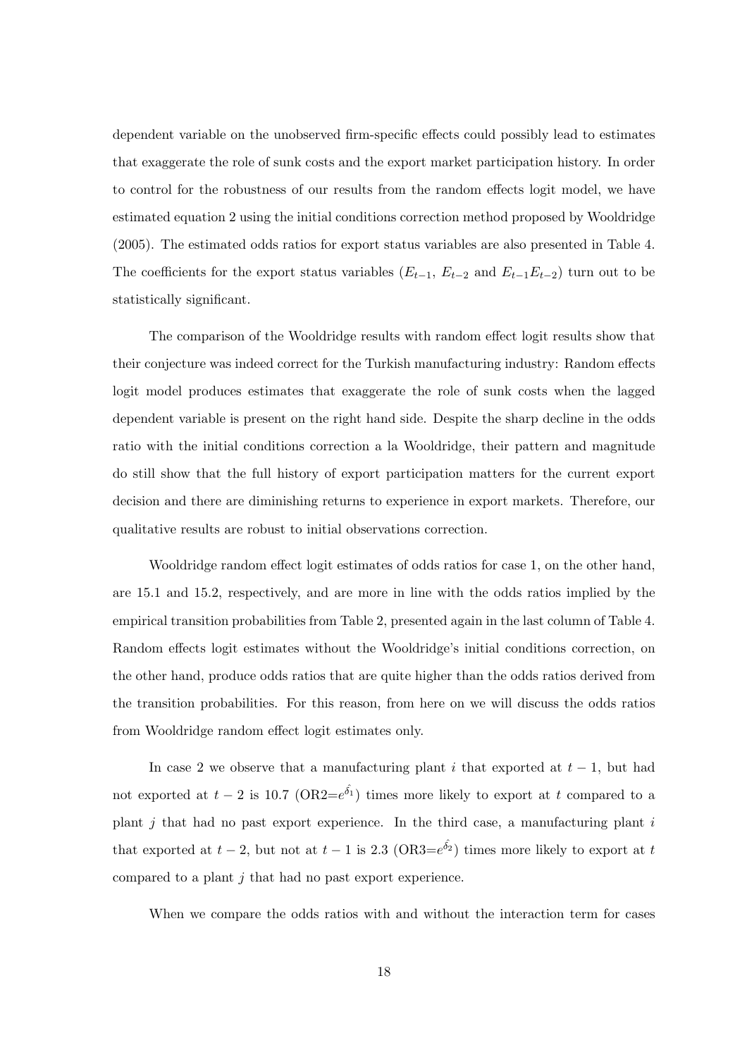dependent variable on the unobserved firm-specific effects could possibly lead to estimates that exaggerate the role of sunk costs and the export market participation history. In order to control for the robustness of our results from the random effects logit model, we have estimated equation 2 using the initial conditions correction method proposed by Wooldridge (2005). The estimated odds ratios for export status variables are also presented in Table 4. The coefficients for the export status variables ($E_{t-1}$, $E_{t-2}$ and $E_{t-1}E_{t-2}$) turn out to be statistically significant.

The comparison of the Wooldridge results with random effect logit results show that their conjecture was indeed correct for the Turkish manufacturing industry: Random effects logit model produces estimates that exaggerate the role of sunk costs when the lagged dependent variable is present on the right hand side. Despite the sharp decline in the odds ratio with the initial conditions correction a la Wooldridge, their pattern and magnitude do still show that the full history of export participation matters for the current export decision and there are diminishing returns to experience in export markets. Therefore, our qualitative results are robust to initial observations correction.

Wooldridge random effect logit estimates of odds ratios for case 1, on the other hand, are 15.1 and 15.2, respectively, and are more in line with the odds ratios implied by the empirical transition probabilities from Table 2, presented again in the last column of Table 4. Random effects logit estimates without the Wooldridge's initial conditions correction, on the other hand, produce odds ratios that are quite higher than the odds ratios derived from the transition probabilities. For this reason, from here on we will discuss the odds ratios from Wooldridge random effect logit estimates only.

In case 2 we observe that a manufacturing plant $i$ that exported at $t-1$, but had not exported at $t-2$ is 10.7 (OR2=$e^{\hat{\delta}_1}$) times more likely to export at $t$ compared to a plant $j$ that had no past export experience. In the third case, a manufacturing plant $i$ that exported at $t-2$, but not at $t-1$ is 2.3 (OR3=$e^{\hat{\delta}_2}$) times more likely to export at $t$ compared to a plant $j$ that had no past export experience.

When we compare the odds ratios with and without the interaction term for cases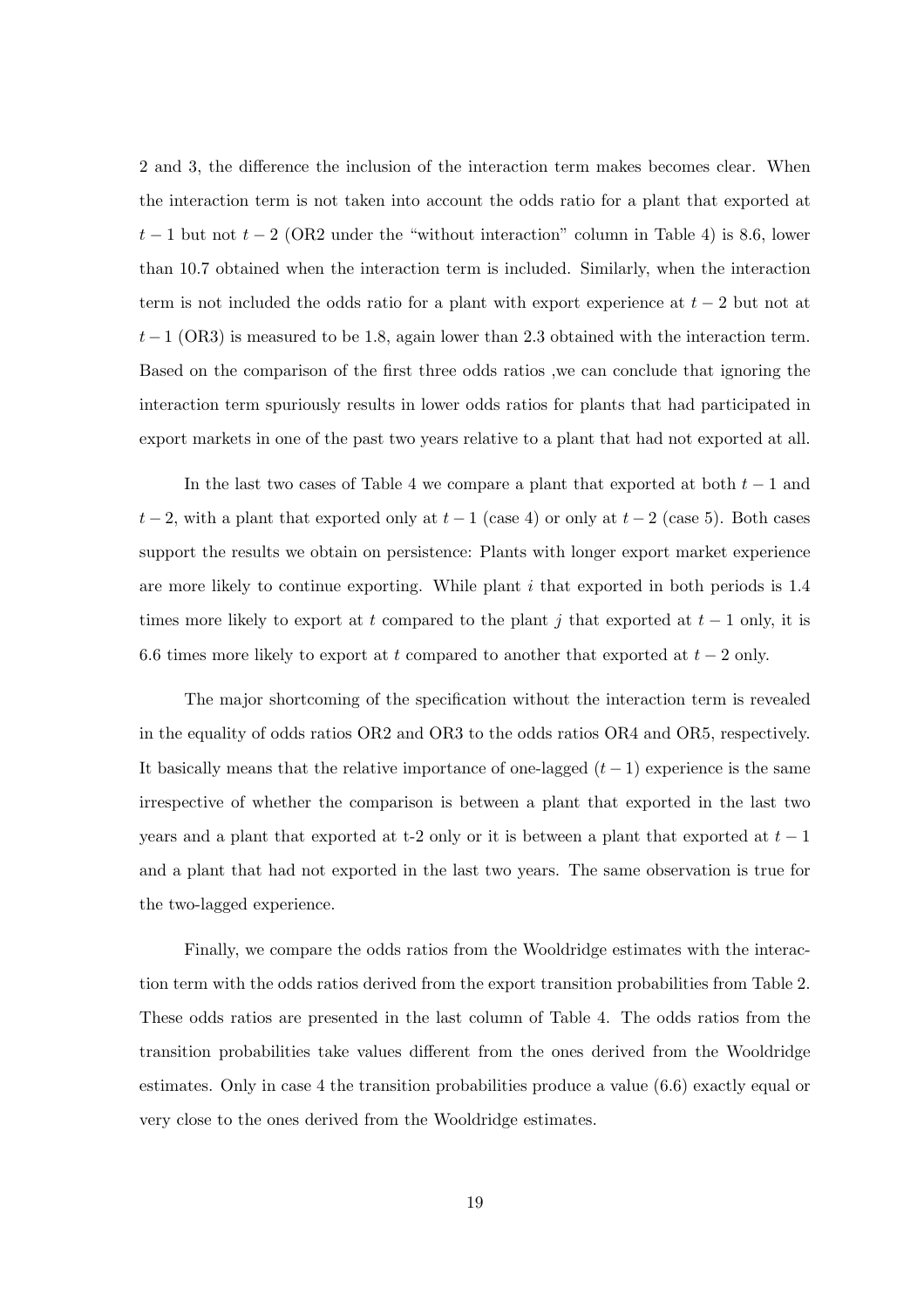2 and 3, the difference the inclusion of the interaction term makes becomes clear. When the interaction term is not taken into account the odds ratio for a plant that exported at $t-1$ but not $t-2$ (OR2 under the "without interaction" column in Table 4) is 8.6, lower than 10.7 obtained when the interaction term is included. Similarly, when the interaction term is not included the odds ratio for a plant with export experience at $t-2$ but not at $t-1$ (OR3) is measured to be 1.8, again lower than 2.3 obtained with the interaction term. Based on the comparison of the first three odds ratios ,we can conclude that ignoring the interaction term spuriously results in lower odds ratios for plants that had participated in export markets in one of the past two years relative to a plant that had not exported at all.

In the last two cases of Table 4 we compare a plant that exported at both $t-1$ and $t-2$, with a plant that exported only at $t-1$ (case 4) or only at $t-2$ (case 5). Both cases support the results we obtain on persistence: Plants with longer export market experience are more likely to continue exporting. While plant $i$ that exported in both periods is 1.4 times more likely to export at $t$ compared to the plant $j$ that exported at $t-1$ only, it is 6.6 times more likely to export at $t$ compared to another that exported at $t-2$ only.

The major shortcoming of the specification without the interaction term is revealed in the equality of odds ratios OR2 and OR3 to the odds ratios OR4 and OR5, respectively. It basically means that the relative importance of one-lagged $(t-1)$ experience is the same irrespective of whether the comparison is between a plant that exported in the last two years and a plant that exported at t-2 only or it is between a plant that exported at $t-1$ and a plant that had not exported in the last two years. The same observation is true for the two-lagged experience.

Finally, we compare the odds ratios from the Wooldridge estimates with the interaction term with the odds ratios derived from the export transition probabilities from Table 2. These odds ratios are presented in the last column of Table 4. The odds ratios from the transition probabilities take values different from the ones derived from the Wooldridge estimates. Only in case 4 the transition probabilities produce a value (6.6) exactly equal or very close to the ones derived from the Wooldridge estimates.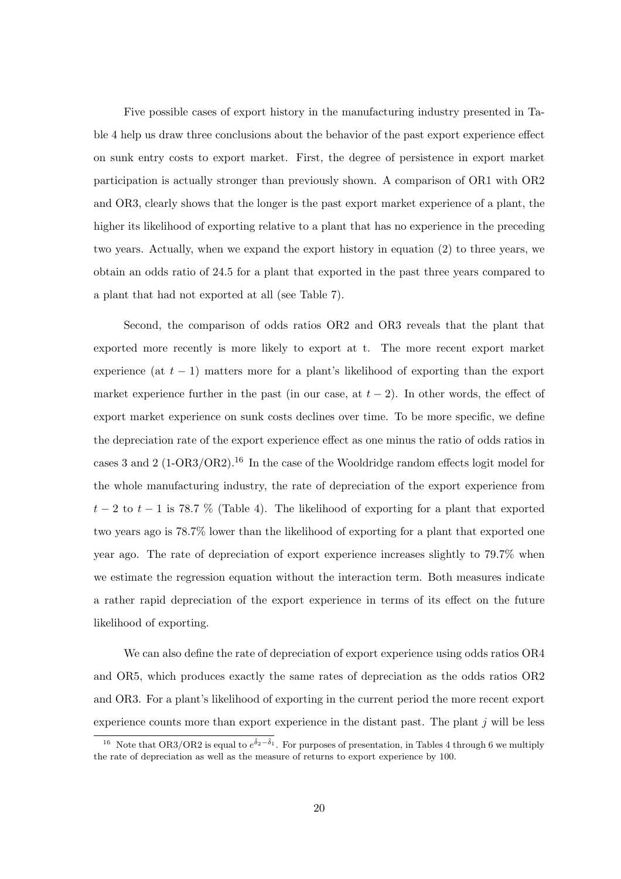Five possible cases of export history in the manufacturing industry presented in Table 4 help us draw three conclusions about the behavior of the past export experience effect on sunk entry costs to export market. First, the degree of persistence in export market participation is actually stronger than previously shown. A comparison of OR1 with OR2 and OR3, clearly shows that the longer is the past export market experience of a plant, the higher its likelihood of exporting relative to a plant that has no experience in the preceding two years. Actually, when we expand the export history in equation (2) to three years, we obtain an odds ratio of 24.5 for a plant that exported in the past three years compared to a plant that had not exported at all (see Table 7).

Second, the comparison of odds ratios OR2 and OR3 reveals that the plant that exported more recently is more likely to export at t. The more recent export market experience (at $t-1$) matters more for a plant's likelihood of exporting than the export market experience further in the past (in our case, at $t-2$). In other words, the effect of export market experience on sunk costs declines over time. To be more specific, we define the depreciation rate of the export experience effect as one minus the ratio of odds ratios in cases 3 and 2 (1-OR3/OR2).[16] In the case of the Wooldridge random effects logit model for the whole manufacturing industry, the rate of depreciation of the export experience from $t-2$ to $t-1$ is 78.7 % (Table 4). The likelihood of exporting for a plant that exported two years ago is 78.7% lower than the likelihood of exporting for a plant that exported one year ago. The rate of depreciation of export experience increases slightly to 79.7% when we estimate the regression equation without the interaction term. Both measures indicate a rather rapid depreciation of the export experience in terms of its effect on the future likelihood of exporting.

We can also define the rate of depreciation of export experience using odds ratios OR4 and OR5, which produces exactly the same rates of depreciation as the odds ratios OR2 and OR3. For a plant's likelihood of exporting in the current period the more recent export experience counts more than export experience in the distant past. The plant $j$ will be less

[16] Note that OR3/OR2 is equal to $e^{\hat{\delta}_2 - \hat{\delta}_1}$. For purposes of presentation, in Tables 4 through 6 we multiply the rate of depreciation as well as the measure of returns to export experience by 100.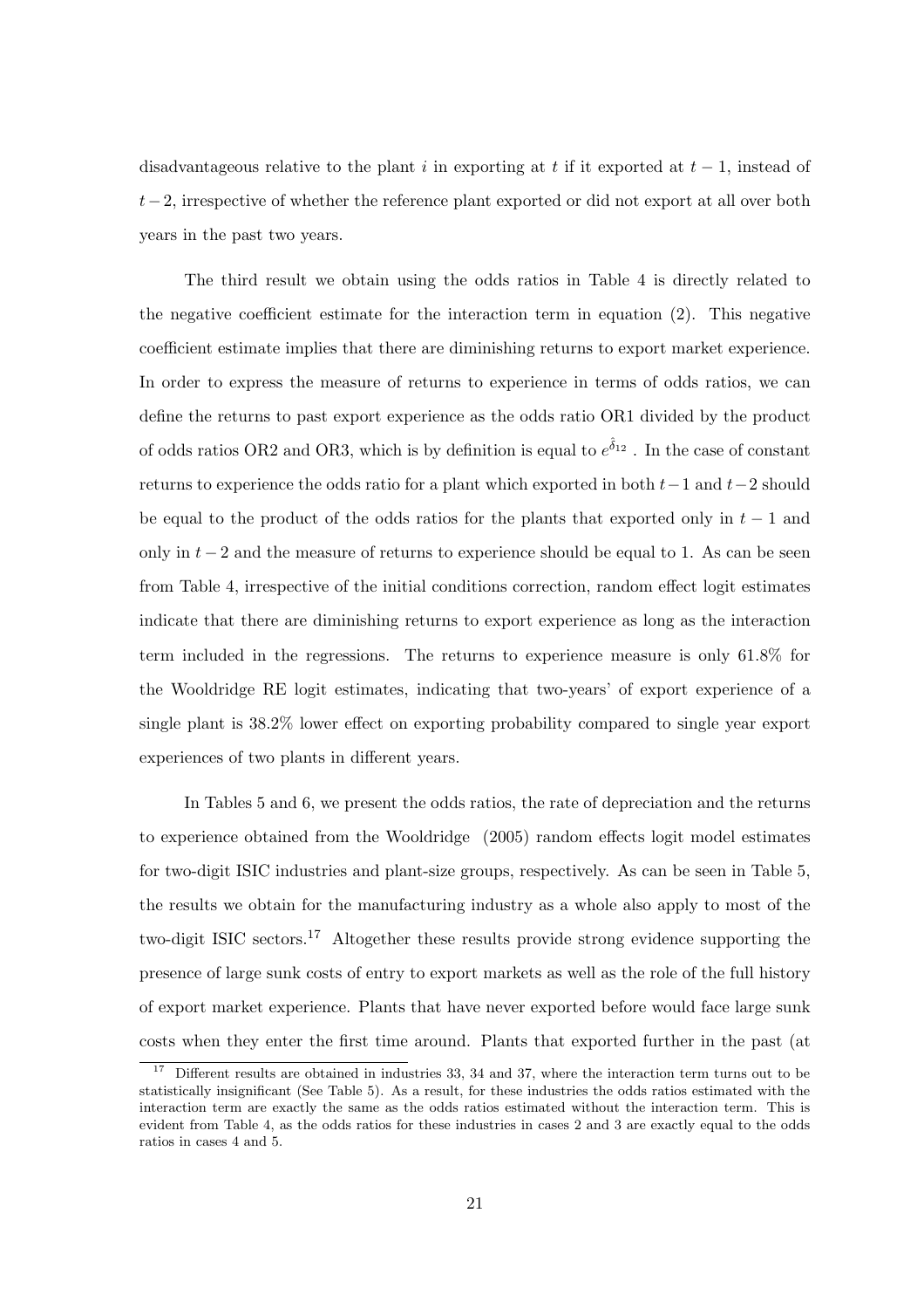disadvantageous relative to the plant $i$ in exporting at $t$ if it exported at $t-1$, instead of $t-2$, irrespective of whether the reference plant exported or did not export at all over both years in the past two years.

The third result we obtain using the odds ratios in Table 4 is directly related to the negative coefficient estimate for the interaction term in equation (2). This negative coefficient estimate implies that there are diminishing returns to export market experience. In order to express the measure of returns to experience in terms of odds ratios, we can define the returns to past export experience as the odds ratio OR1 divided by the product of odds ratios OR2 and OR3, which is by definition is equal to $e^{\hat{\delta}_{12}}$ . In the case of constant returns to experience the odds ratio for a plant which exported in both $t-1$ and $t-2$ should be equal to the product of the odds ratios for the plants that exported only in $t-1$ and only in $t-2$ and the measure of returns to experience should be equal to 1. As can be seen from Table 4, irrespective of the initial conditions correction, random effect logit estimates indicate that there are diminishing returns to export experience as long as the interaction term included in the regressions. The returns to experience measure is only 61.8% for the Wooldridge RE logit estimates, indicating that two-years' of export experience of a single plant is 38.2% lower effect on exporting probability compared to single year export experiences of two plants in different years.

In Tables 5 and 6, we present the odds ratios, the rate of depreciation and the returns to experience obtained from the Wooldridge (2005) random effects logit model estimates for two-digit ISIC industries and plant-size groups, respectively. As can be seen in Table 5, the results we obtain for the manufacturing industry as a whole also apply to most of the two-digit ISIC sectors.[17] Altogether these results provide strong evidence supporting the presence of large sunk costs of entry to export markets as well as the role of the full history of export market experience. Plants that have never exported before would face large sunk costs when they enter the first time around. Plants that exported further in the past (at

[17] Different results are obtained in industries 33, 34 and 37, where the interaction term turns out to be statistically insignificant (See Table 5). As a result, for these industries the odds ratios estimated with the interaction term are exactly the same as the odds ratios estimated without the interaction term. This is evident from Table 4, as the odds ratios for these industries in cases 2 and 3 are exactly equal to the odds ratios in cases 4 and 5.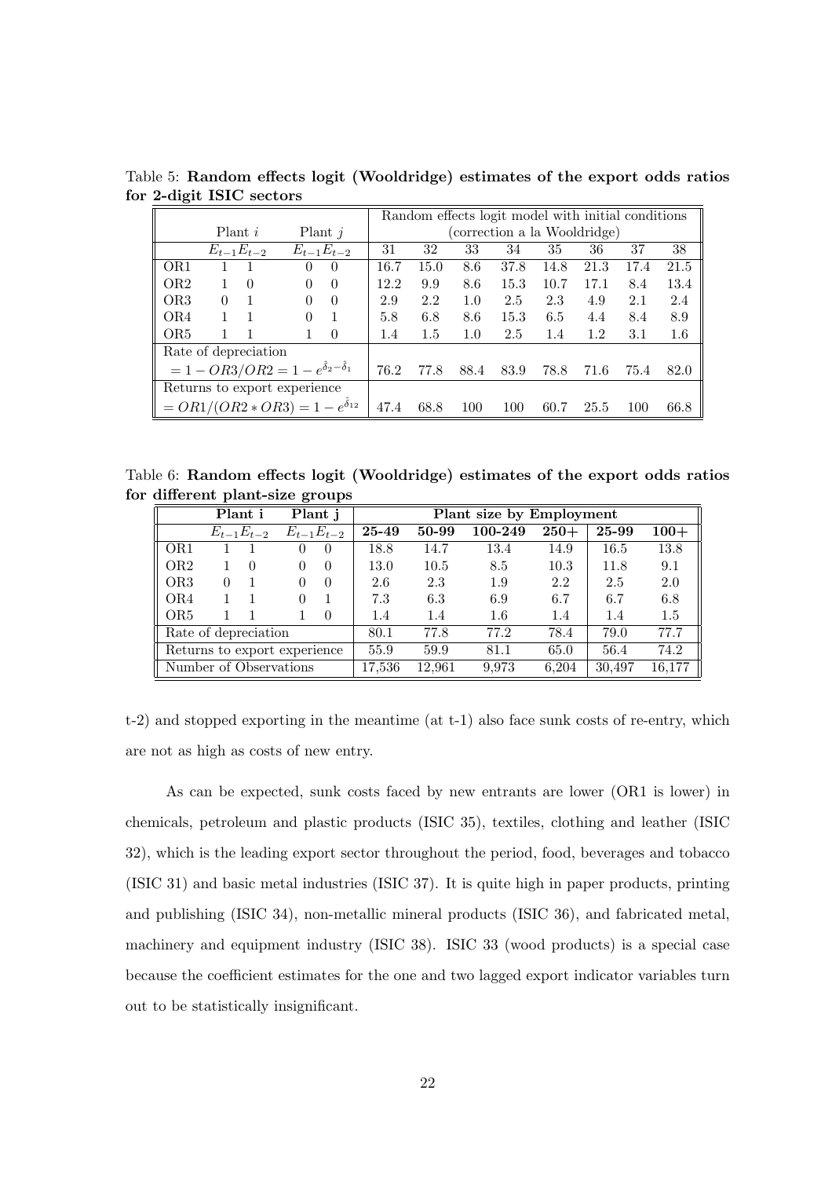Table 5: **Random effects logit (Wooldridge) estimates of the export odds ratios for 2-digit ISIC sectors**

| | Plant $i$ | | Plant $j$ | | Random effects logit model with initial conditions (correction a la Wooldridge) | | | | | | | |
|---|---|---|---|---|---|---|---|---|---|---|---|---|
| | $E_{t-1}$ | $E_{t-2}$ | $E_{t-1}$ | $E_{t-2}$ | 31 | 32 | 33 | 34 | 35 | 36 | 37 | 38 |
| OR1 | 1 | 1 | 0 | 0 | 16.7 | 15.0 | 8.6 | 37.8 | 14.8 | 21.3 | 17.4 | 21.5 |
| OR2 | 1 | 0 | 0 | 0 | 12.2 | 9.9 | 8.6 | 15.3 | 10.7 | 17.1 | 8.4 | 13.4 |
| OR3 | 0 | 1 | 0 | 0 | 2.9 | 2.2 | 1.0 | 2.5 | 2.3 | 4.9 | 2.1 | 2.4 |
| OR4 | 1 | 1 | 0 | 1 | 5.8 | 6.8 | 8.6 | 15.3 | 6.5 | 4.4 | 8.4 | 8.9 |
| OR5 | 1 | 1 | 1 | 0 | 1.4 | 1.5 | 1.0 | 2.5 | 1.4 | 1.2 | 3.1 | 1.6 |
| Rate of depreciation $= 1 - OR3/OR2 = 1 - e^{\hat{\delta}_2 - \hat{\delta}_1}$ | | | | | 76.2 | 77.8 | 88.4 | 83.9 | 78.8 | 71.6 | 75.4 | 82.0 |
| Returns to export experience $= OR1/(OR2 * OR3) = 1 - e^{\hat{\delta}_{12}}$ | | | | | 47.4 | 68.8 | 100 | 100 | 60.7 | 25.5 | 100 | 66.8 |

Table 6: **Random effects logit (Wooldridge) estimates of the export odds ratios for different plant-size groups**

| | **Plant i** | | **Plant j** | | **Plant size by Employment** | | | | | |
|---|---|---|---|---|---|---|---|---|---|---|
| | $E_{t-1}$ | $E_{t-2}$ | $E_{t-1}$ | $E_{t-2}$ | **25-49** | **50-99** | **100-249** | **250+** | **25-99** | **100+** |
| OR1 | 1 | 1 | 0 | 0 | 18.8 | 14.7 | 13.4 | 14.9 | 16.5 | 13.8 |
| OR2 | 1 | 0 | 0 | 0 | 13.0 | 10.5 | 8.5 | 10.3 | 11.8 | 9.1 |
| OR3 | 0 | 1 | 0 | 0 | 2.6 | 2.3 | 1.9 | 2.2 | 2.5 | 2.0 |
| OR4 | 1 | 1 | 0 | 1 | 7.3 | 6.3 | 6.9 | 6.7 | 6.7 | 6.8 |
| OR5 | 1 | 1 | 1 | 0 | 1.4 | 1.4 | 1.6 | 1.4 | 1.4 | 1.5 |
| Rate of depreciation | | | | | 80.1 | 77.8 | 77.2 | 78.4 | 79.0 | 77.7 |
| Returns to export experience | | | | | 55.9 | 59.9 | 81.1 | 65.0 | 56.4 | 74.2 |
| Number of Observations | | | | | 17,536 | 12,961 | 9,973 | 6,204 | 30,497 | 16,177 |

t-2) and stopped exporting in the meantime (at t-1) also face sunk costs of re-entry, which are not as high as costs of new entry.

As can be expected, sunk costs faced by new entrants are lower (OR1 is lower) in chemicals, petroleum and plastic products (ISIC 35), textiles, clothing and leather (ISIC 32), which is the leading export sector throughout the period, food, beverages and tobacco (ISIC 31) and basic metal industries (ISIC 37). It is quite high in paper products, printing and publishing (ISIC 34), non-metallic mineral products (ISIC 36), and fabricated metal, machinery and equipment industry (ISIC 38). ISIC 33 (wood products) is a special case because the coefficient estimates for the one and two lagged export indicator variables turn out to be statistically insignificant.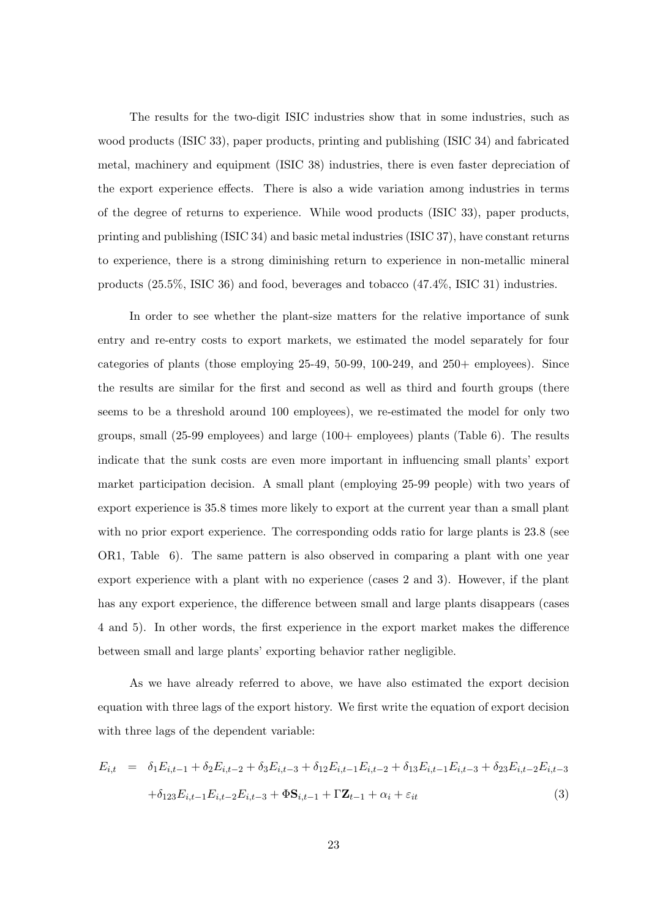The results for the two-digit ISIC industries show that in some industries, such as wood products (ISIC 33), paper products, printing and publishing (ISIC 34) and fabricated metal, machinery and equipment (ISIC 38) industries, there is even faster depreciation of the export experience effects. There is also a wide variation among industries in terms of the degree of returns to experience. While wood products (ISIC 33), paper products, printing and publishing (ISIC 34) and basic metal industries (ISIC 37), have constant returns to experience, there is a strong diminishing return to experience in non-metallic mineral products (25.5%, ISIC 36) and food, beverages and tobacco (47.4%, ISIC 31) industries.

In order to see whether the plant-size matters for the relative importance of sunk entry and re-entry costs to export markets, we estimated the model separately for four categories of plants (those employing 25-49, 50-99, 100-249, and 250+ employees). Since the results are similar for the first and second as well as third and fourth groups (there seems to be a threshold around 100 employees), we re-estimated the model for only two groups, small (25-99 employees) and large (100+ employees) plants (Table 6). The results indicate that the sunk costs are even more important in influencing small plants' export market participation decision. A small plant (employing 25-99 people) with two years of export experience is 35.8 times more likely to export at the current year than a small plant with no prior export experience. The corresponding odds ratio for large plants is 23.8 (see OR1, Table 6). The same pattern is also observed in comparing a plant with one year export experience with a plant with no experience (cases 2 and 3). However, if the plant has any export experience, the difference between small and large plants disappears (cases 4 and 5). In other words, the first experience in the export market makes the difference between small and large plants' exporting behavior rather negligible.

As we have already referred to above, we have also estimated the export decision equation with three lags of the export history. We first write the equation of export decision with three lags of the dependent variable:

$$
\begin{aligned}
E_{i,t} \;=\;& \delta_1 E_{i,t-1} + \delta_2 E_{i,t-2} + \delta_3 E_{i,t-3} + \delta_{12} E_{i,t-1} E_{i,t-2} + \delta_{13} E_{i,t-1} E_{i,t-3} + \delta_{23} E_{i,t-2} E_{i,t-3} \\
& + \delta_{123} E_{i,t-1} E_{i,t-2} E_{i,t-3} + \Phi \mathbf{S}_{i,t-1} + \Gamma \mathbf{Z}_{t-1} + \alpha_i + \varepsilon_{it} \qquad (3)
\end{aligned}
$$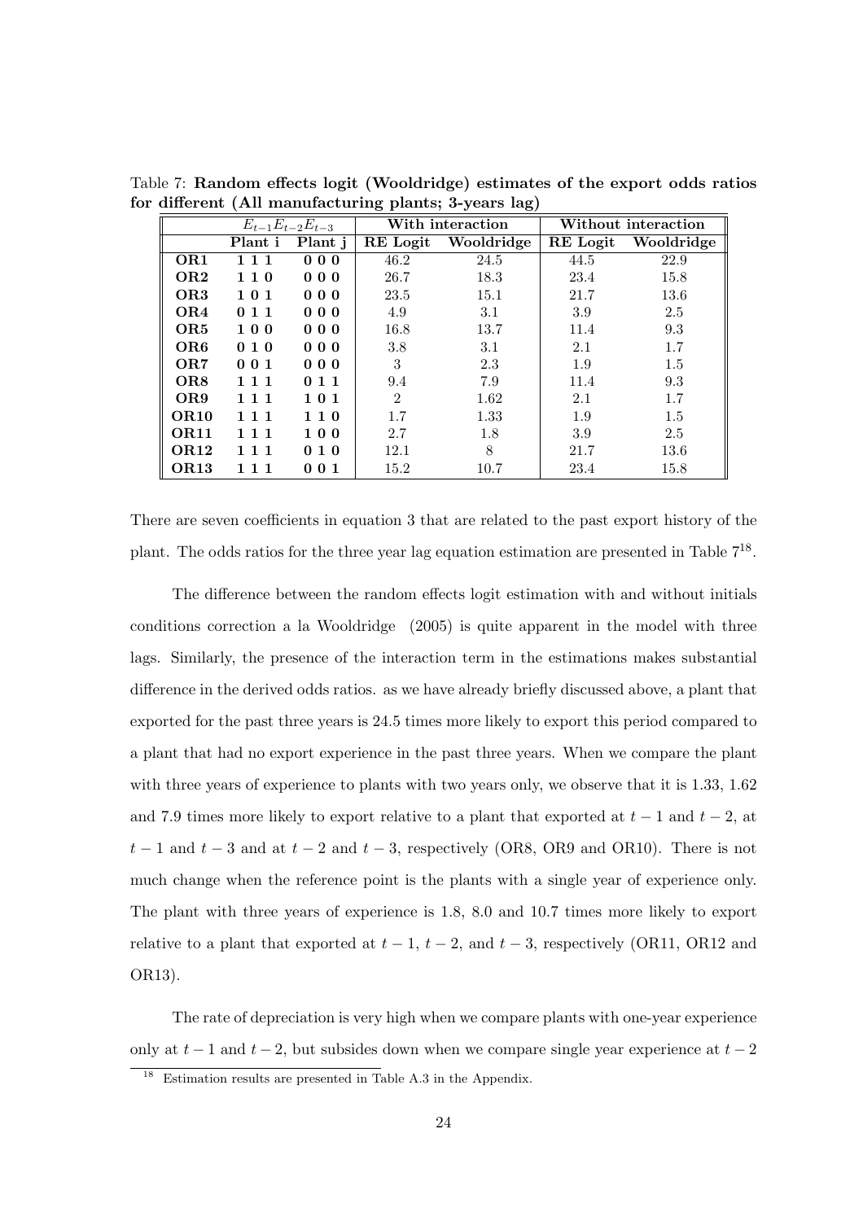Table 7: **Random effects logit (Wooldridge) estimates of the export odds ratios for different (All manufacturing plants; 3-years lag)**

| | $E_{t-1}E_{t-2}E_{t-3}$ | | With interaction | | Without interaction | |
|---|---|---|---|---|---|---|
| | **Plant i** | **Plant j** | **RE Logit** | **Wooldridge** | **RE Logit** | **Wooldridge** |
| **OR1** | **1 1 1** | **0 0 0** | 46.2 | 24.5 | 44.5 | 22.9 |
| **OR2** | **1 1 0** | **0 0 0** | 26.7 | 18.3 | 23.4 | 15.8 |
| **OR3** | **1 0 1** | **0 0 0** | 23.5 | 15.1 | 21.7 | 13.6 |
| **OR4** | **0 1 1** | **0 0 0** | 4.9 | 3.1 | 3.9 | 2.5 |
| **OR5** | **1 0 0** | **0 0 0** | 16.8 | 13.7 | 11.4 | 9.3 |
| **OR6** | **0 1 0** | **0 0 0** | 3.8 | 3.1 | 2.1 | 1.7 |
| **OR7** | **0 0 1** | **0 0 0** | 3 | 2.3 | 1.9 | 1.5 |
| **OR8** | **1 1 1** | **0 1 1** | 9.4 | 7.9 | 11.4 | 9.3 |
| **OR9** | **1 1 1** | **1 0 1** | 2 | 1.62 | 2.1 | 1.7 |
| **OR10** | **1 1 1** | **1 1 0** | 1.7 | 1.33 | 1.9 | 1.5 |
| **OR11** | **1 1 1** | **1 0 0** | 2.7 | 1.8 | 3.9 | 2.5 |
| **OR12** | **1 1 1** | **0 1 0** | 12.1 | 8 | 21.7 | 13.6 |
| **OR13** | **1 1 1** | **0 0 1** | 15.2 | 10.7 | 23.4 | 15.8 |

There are seven coefficients in equation 3 that are related to the past export history of the plant. The odds ratios for the three year lag equation estimation are presented in Table 7[18].

The difference between the random effects logit estimation with and without initials conditions correction a la Wooldridge (2005) is quite apparent in the model with three lags. Similarly, the presence of the interaction term in the estimations makes substantial difference in the derived odds ratios. as we have already briefly discussed above, a plant that exported for the past three years is 24.5 times more likely to export this period compared to a plant that had no export experience in the past three years. When we compare the plant with three years of experience to plants with two years only, we observe that it is 1.33, 1.62 and 7.9 times more likely to export relative to a plant that exported at $t-1$ and $t-2$, at $t-1$ and $t-3$ and at $t-2$ and $t-3$, respectively (OR8, OR9 and OR10). There is not much change when the reference point is the plants with a single year of experience only. The plant with three years of experience is 1.8, 8.0 and 10.7 times more likely to export relative to a plant that exported at $t-1$, $t-2$, and $t-3$, respectively (OR11, OR12 and OR13).

The rate of depreciation is very high when we compare plants with one-year experience only at $t-1$ and $t-2$, but subsides down when we compare single year experience at $t-2$

[18] Estimation results are presented in Table A.3 in the Appendix.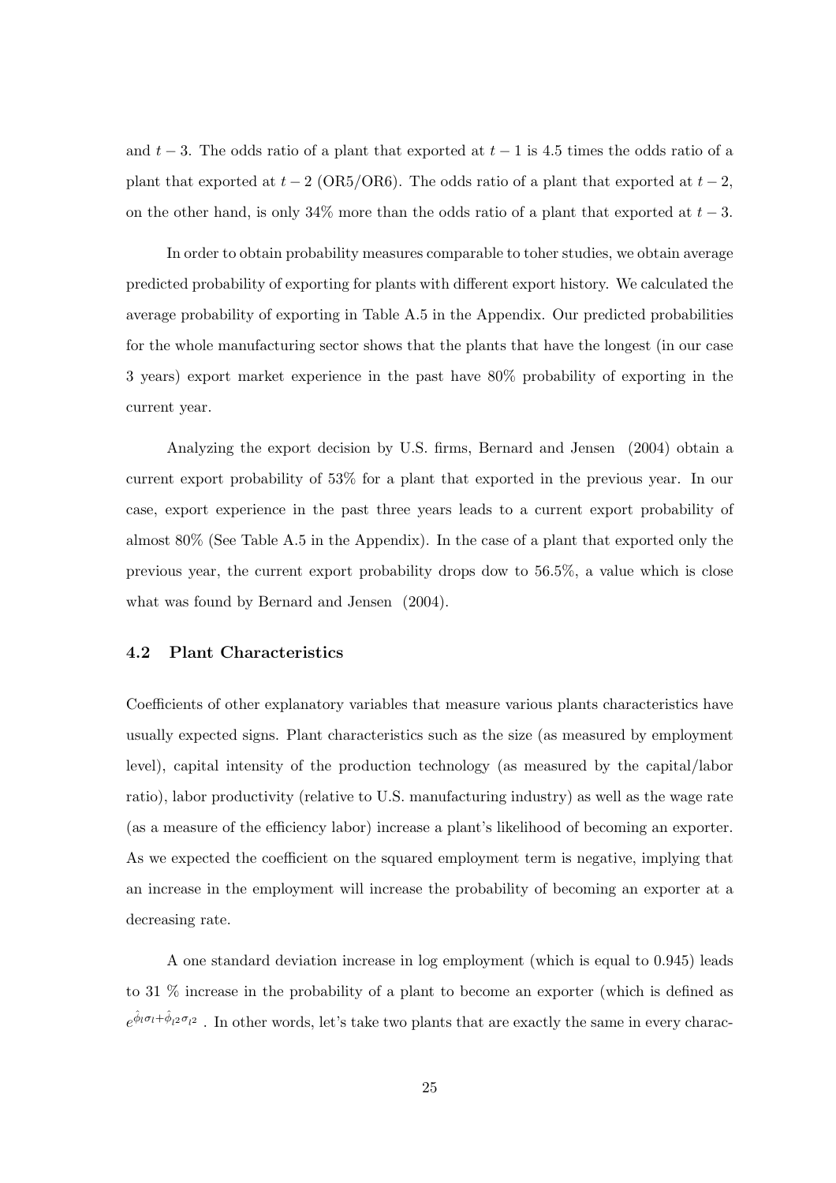and $t-3$. The odds ratio of a plant that exported at $t-1$ is 4.5 times the odds ratio of a plant that exported at $t-2$ (OR5/OR6). The odds ratio of a plant that exported at $t-2$, on the other hand, is only 34% more than the odds ratio of a plant that exported at $t-3$.

In order to obtain probability measures comparable to toher studies, we obtain average predicted probability of exporting for plants with different export history. We calculated the average probability of exporting in Table A.5 in the Appendix. Our predicted probabilities for the whole manufacturing sector shows that the plants that have the longest (in our case 3 years) export market experience in the past have 80% probability of exporting in the current year.

Analyzing the export decision by U.S. firms, Bernard and Jensen (2004) obtain a current export probability of 53% for a plant that exported in the previous year. In our case, export experience in the past three years leads to a current export probability of almost 80% (See Table A.5 in the Appendix). In the case of a plant that exported only the previous year, the current export probability drops dow to 56.5%, a value which is close what was found by Bernard and Jensen (2004).

### 4.2 Plant Characteristics

Coefficients of other explanatory variables that measure various plants characteristics have usually expected signs. Plant characteristics such as the size (as measured by employment level), capital intensity of the production technology (as measured by the capital/labor ratio), labor productivity (relative to U.S. manufacturing industry) as well as the wage rate (as a measure of the efficiency labor) increase a plant's likelihood of becoming an exporter. As we expected the coefficient on the squared employment term is negative, implying that an increase in the employment will increase the probability of becoming an exporter at a decreasing rate.

A one standard deviation increase in log employment (which is equal to 0.945) leads to 31 % increase in the probability of a plant to become an exporter (which is defined as $e^{\hat{\phi}_l \sigma_l + \hat{\phi}_{l^2} \sigma_{l^2}}$ . In other words, let's take two plants that are exactly the same in every charac-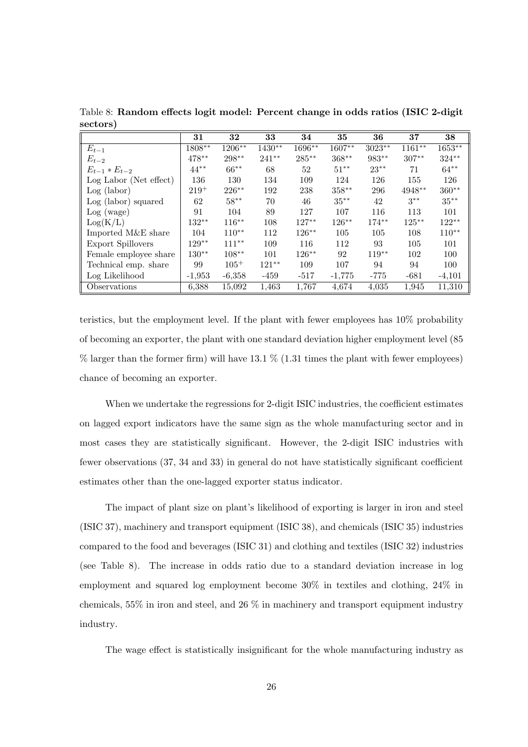Table 8: **Random effects logit model: Percent change in odds ratios (ISIC 2-digit sectors)**

| | **31** | **32** | **33** | **34** | **35** | **36** | **37** | **38** |
|---|---|---|---|---|---|---|---|---|
| $E_{t-1}$ | 1808** | 1206** | 1430** | 1696** | 1607** | 3023** | 1161** | 1653** |
| $E_{t-2}$ | 478** | 298** | 241** | 285** | 368** | 983** | 307** | 324** |
| $E_{t-1} * E_{t-2}$ | 44** | 66** | 68 | 52 | 51** | 23** | 71 | 64** |
| Log Labor (Net effect) | 136 | 130 | 134 | 109 | 124 | 126 | 155 | 126 |
| Log (labor) | 219+ | 226** | 192 | 238 | 358** | 296 | 4948** | 360** |
| Log (labor) squared | 62 | 58** | 70 | 46 | 35** | 42 | 3** | 35** |
| Log (wage) | 91 | 104 | 89 | 127 | 107 | 116 | 113 | 101 |
| Log(K/L) | 132** | 116** | 108 | 127** | 126** | 174** | 125** | 122** |
| Imported M&E share | 104 | 110** | 112 | 126** | 105 | 105 | 108 | 110** |
| Export Spillovers | 129** | 111** | 109 | 116 | 112 | 93 | 105 | 101 |
| Female employee share | 130** | 108** | 101 | 126** | 92 | 119** | 102 | 100 |
| Technical emp. share | 99 | 105+ | 121** | 109 | 107 | 94 | 94 | 100 |
| Log Likelihood | -1,953 | -6,358 | -459 | -517 | -1,775 | -775 | -681 | -4,101 |
| Observations | 6,388 | 15,092 | 1,463 | 1,767 | 4,674 | 4,035 | 1,945 | 11,310 |

teristics, but the employment level. If the plant with fewer employees has 10% probability of becoming an exporter, the plant with one standard deviation higher employment level (85 % larger than the former firm) will have 13.1 % (1.31 times the plant with fewer employees) chance of becoming an exporter.

When we undertake the regressions for 2-digit ISIC industries, the coefficient estimates on lagged export indicators have the same sign as the whole manufacturing sector and in most cases they are statistically significant. However, the 2-digit ISIC industries with fewer observations (37, 34 and 33) in general do not have statistically significant coefficient estimates other than the one-lagged exporter status indicator.

The impact of plant size on plant's likelihood of exporting is larger in iron and steel (ISIC 37), machinery and transport equipment (ISIC 38), and chemicals (ISIC 35) industries compared to the food and beverages (ISIC 31) and clothing and textiles (ISIC 32) industries (see Table 8). The increase in odds ratio due to a standard deviation increase in log employment and squared log employment become 30% in textiles and clothing, 24% in chemicals, 55% in iron and steel, and 26 % in machinery and transport equipment industry industry.

The wage effect is statistically insignificant for the whole manufacturing industry as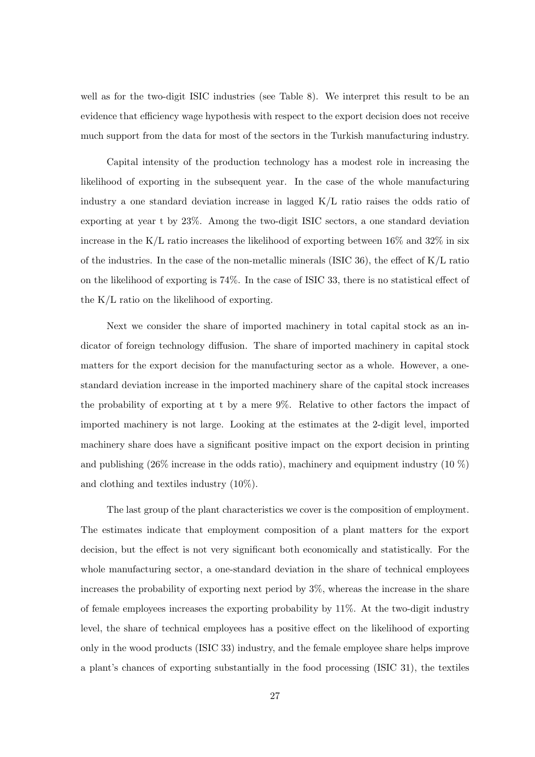well as for the two-digit ISIC industries (see Table 8). We interpret this result to be an evidence that efficiency wage hypothesis with respect to the export decision does not receive much support from the data for most of the sectors in the Turkish manufacturing industry.

Capital intensity of the production technology has a modest role in increasing the likelihood of exporting in the subsequent year. In the case of the whole manufacturing industry a one standard deviation increase in lagged K/L ratio raises the odds ratio of exporting at year t by 23%. Among the two-digit ISIC sectors, a one standard deviation increase in the K/L ratio increases the likelihood of exporting between 16% and 32% in six of the industries. In the case of the non-metallic minerals (ISIC 36), the effect of K/L ratio on the likelihood of exporting is 74%. In the case of ISIC 33, there is no statistical effect of the K/L ratio on the likelihood of exporting.

Next we consider the share of imported machinery in total capital stock as an indicator of foreign technology diffusion. The share of imported machinery in capital stock matters for the export decision for the manufacturing sector as a whole. However, a one-standard deviation increase in the imported machinery share of the capital stock increases the probability of exporting at t by a mere 9%. Relative to other factors the impact of imported machinery is not large. Looking at the estimates at the 2-digit level, imported machinery share does have a significant positive impact on the export decision in printing and publishing (26% increase in the odds ratio), machinery and equipment industry (10 %) and clothing and textiles industry (10%).

The last group of the plant characteristics we cover is the composition of employment. The estimates indicate that employment composition of a plant matters for the export decision, but the effect is not very significant both economically and statistically. For the whole manufacturing sector, a one-standard deviation in the share of technical employees increases the probability of exporting next period by 3%, whereas the increase in the share of female employees increases the exporting probability by 11%. At the two-digit industry level, the share of technical employees has a positive effect on the likelihood of exporting only in the wood products (ISIC 33) industry, and the female employee share helps improve a plant's chances of exporting substantially in the food processing (ISIC 31), the textiles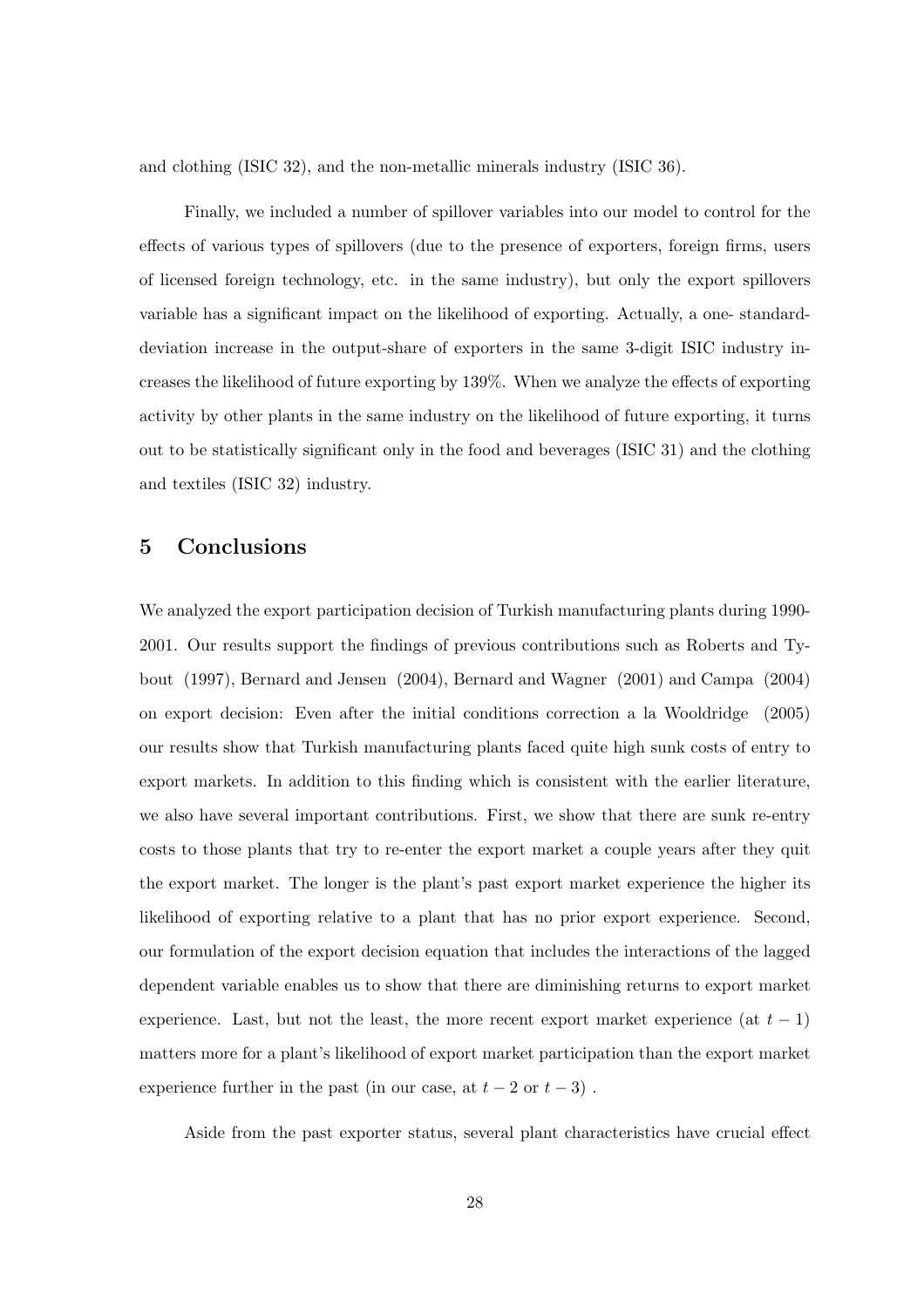and clothing (ISIC 32), and the non-metallic minerals industry (ISIC 36).

Finally, we included a number of spillover variables into our model to control for the effects of various types of spillovers (due to the presence of exporters, foreign firms, users of licensed foreign technology, etc. in the same industry), but only the export spillovers variable has a significant impact on the likelihood of exporting. Actually, a one- standard-deviation increase in the output-share of exporters in the same 3-digit ISIC industry increases the likelihood of future exporting by 139%. When we analyze the effects of exporting activity by other plants in the same industry on the likelihood of future exporting, it turns out to be statistically significant only in the food and beverages (ISIC 31) and the clothing and textiles (ISIC 32) industry.

## 5 Conclusions

We analyzed the export participation decision of Turkish manufacturing plants during 1990-2001. Our results support the findings of previous contributions such as Roberts and Tybout (1997), Bernard and Jensen (2004), Bernard and Wagner (2001) and Campa (2004) on export decision: Even after the initial conditions correction a la Wooldridge (2005) our results show that Turkish manufacturing plants faced quite high sunk costs of entry to export markets. In addition to this finding which is consistent with the earlier literature, we also have several important contributions. First, we show that there are sunk re-entry costs to those plants that try to re-enter the export market a couple years after they quit the export market. The longer is the plant's past export market experience the higher its likelihood of exporting relative to a plant that has no prior export experience. Second, our formulation of the export decision equation that includes the interactions of the lagged dependent variable enables us to show that there are diminishing returns to export market experience. Last, but not the least, the more recent export market experience (at $t-1$) matters more for a plant's likelihood of export market participation than the export market experience further in the past (in our case, at $t-2$ or $t-3$) .

Aside from the past exporter status, several plant characteristics have crucial effect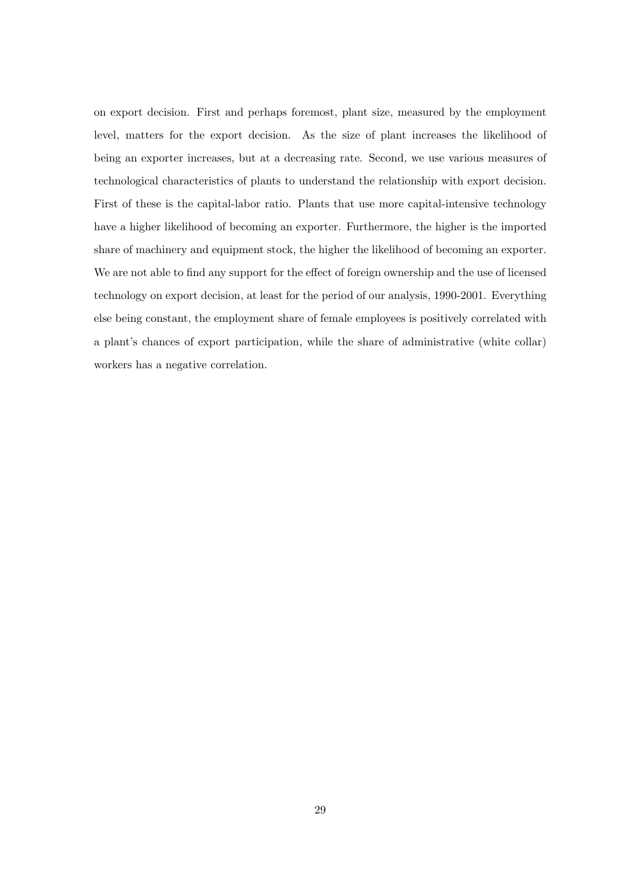on export decision. First and perhaps foremost, plant size, measured by the employment level, matters for the export decision. As the size of plant increases the likelihood of being an exporter increases, but at a decreasing rate. Second, we use various measures of technological characteristics of plants to understand the relationship with export decision. First of these is the capital-labor ratio. Plants that use more capital-intensive technology have a higher likelihood of becoming an exporter. Furthermore, the higher is the imported share of machinery and equipment stock, the higher the likelihood of becoming an exporter. We are not able to find any support for the effect of foreign ownership and the use of licensed technology on export decision, at least for the period of our analysis, 1990-2001. Everything else being constant, the employment share of female employees is positively correlated with a plant's chances of export participation, while the share of administrative (white collar) workers has a negative correlation.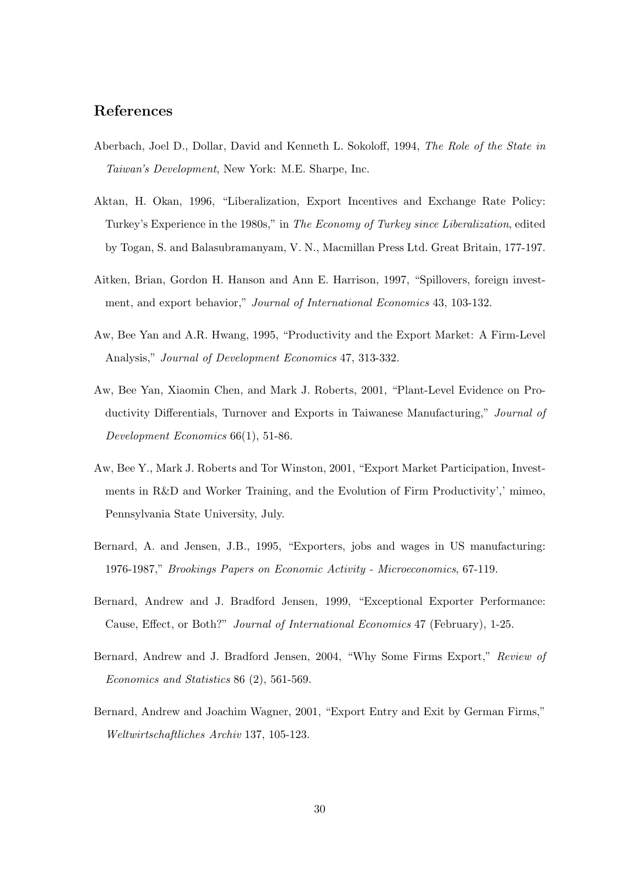## References

Aberbach, Joel D., Dollar, David and Kenneth L. Sokoloff, 1994, *The Role of the State in Taiwan's Development*, New York: M.E. Sharpe, Inc.

Aktan, H. Okan, 1996, "Liberalization, Export Incentives and Exchange Rate Policy: Turkey's Experience in the 1980s," in *The Economy of Turkey since Liberalization*, edited by Togan, S. and Balasubramanyam, V. N., Macmillan Press Ltd. Great Britain, 177-197.

Aitken, Brian, Gordon H. Hanson and Ann E. Harrison, 1997, "Spillovers, foreign investment, and export behavior," *Journal of International Economics* 43, 103-132.

Aw, Bee Yan and A.R. Hwang, 1995, "Productivity and the Export Market: A Firm-Level Analysis," *Journal of Development Economics* 47, 313-332.

Aw, Bee Yan, Xiaomin Chen, and Mark J. Roberts, 2001, "Plant-Level Evidence on Productivity Differentials, Turnover and Exports in Taiwanese Manufacturing," *Journal of Development Economics* 66(1), 51-86.

Aw, Bee Y., Mark J. Roberts and Tor Winston, 2001, "Export Market Participation, Investments in R&D and Worker Training, and the Evolution of Firm Productivity',' mimeo, Pennsylvania State University, July.

Bernard, A. and Jensen, J.B., 1995, "Exporters, jobs and wages in US manufacturing: 1976-1987," *Brookings Papers on Economic Activity - Microeconomics*, 67-119.

Bernard, Andrew and J. Bradford Jensen, 1999, "Exceptional Exporter Performance: Cause, Effect, or Both?" *Journal of International Economics* 47 (February), 1-25.

Bernard, Andrew and J. Bradford Jensen, 2004, "Why Some Firms Export," *Review of Economics and Statistics* 86 (2), 561-569.

Bernard, Andrew and Joachim Wagner, 2001, "Export Entry and Exit by German Firms," *Weltwirtschaftliches Archiv* 137, 105-123.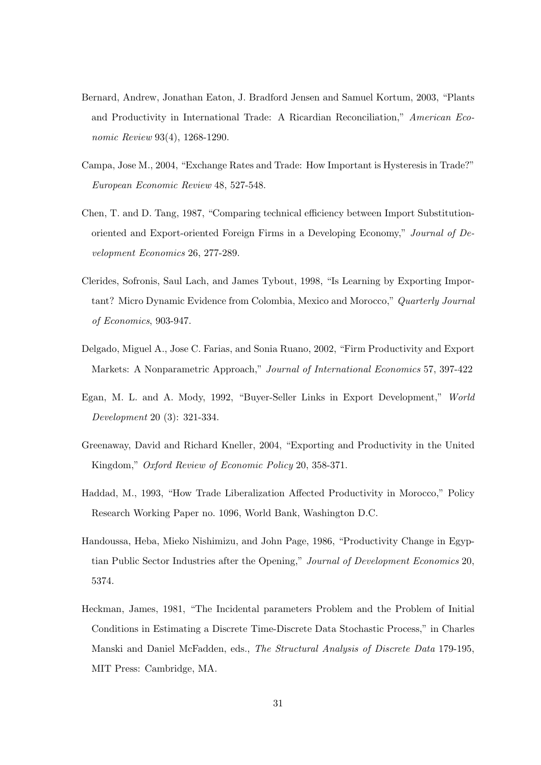Bernard, Andrew, Jonathan Eaton, J. Bradford Jensen and Samuel Kortum, 2003, "Plants and Productivity in International Trade: A Ricardian Reconciliation," *American Economic Review* 93(4), 1268-1290.

Campa, Jose M., 2004, "Exchange Rates and Trade: How Important is Hysteresis in Trade?" *European Economic Review* 48, 527-548.

Chen, T. and D. Tang, 1987, "Comparing technical efficiency between Import Substitution-oriented and Export-oriented Foreign Firms in a Developing Economy," *Journal of Development Economics* 26, 277-289.

Clerides, Sofronis, Saul Lach, and James Tybout, 1998, "Is Learning by Exporting Important? Micro Dynamic Evidence from Colombia, Mexico and Morocco," *Quarterly Journal of Economics*, 903-947.

Delgado, Miguel A., Jose C. Farias, and Sonia Ruano, 2002, "Firm Productivity and Export Markets: A Nonparametric Approach," *Journal of International Economics* 57, 397-422

Egan, M. L. and A. Mody, 1992, "Buyer-Seller Links in Export Development," *World Development* 20 (3): 321-334.

Greenaway, David and Richard Kneller, 2004, "Exporting and Productivity in the United Kingdom," *Oxford Review of Economic Policy* 20, 358-371.

Haddad, M., 1993, "How Trade Liberalization Affected Productivity in Morocco," Policy Research Working Paper no. 1096, World Bank, Washington D.C.

Handoussa, Heba, Mieko Nishimizu, and John Page, 1986, "Productivity Change in Egyptian Public Sector Industries after the Opening," *Journal of Development Economics* 20, 5374.

Heckman, James, 1981, "The Incidental parameters Problem and the Problem of Initial Conditions in Estimating a Discrete Time-Discrete Data Stochastic Process," in Charles Manski and Daniel McFadden, eds., *The Structural Analysis of Discrete Data* 179-195, MIT Press: Cambridge, MA.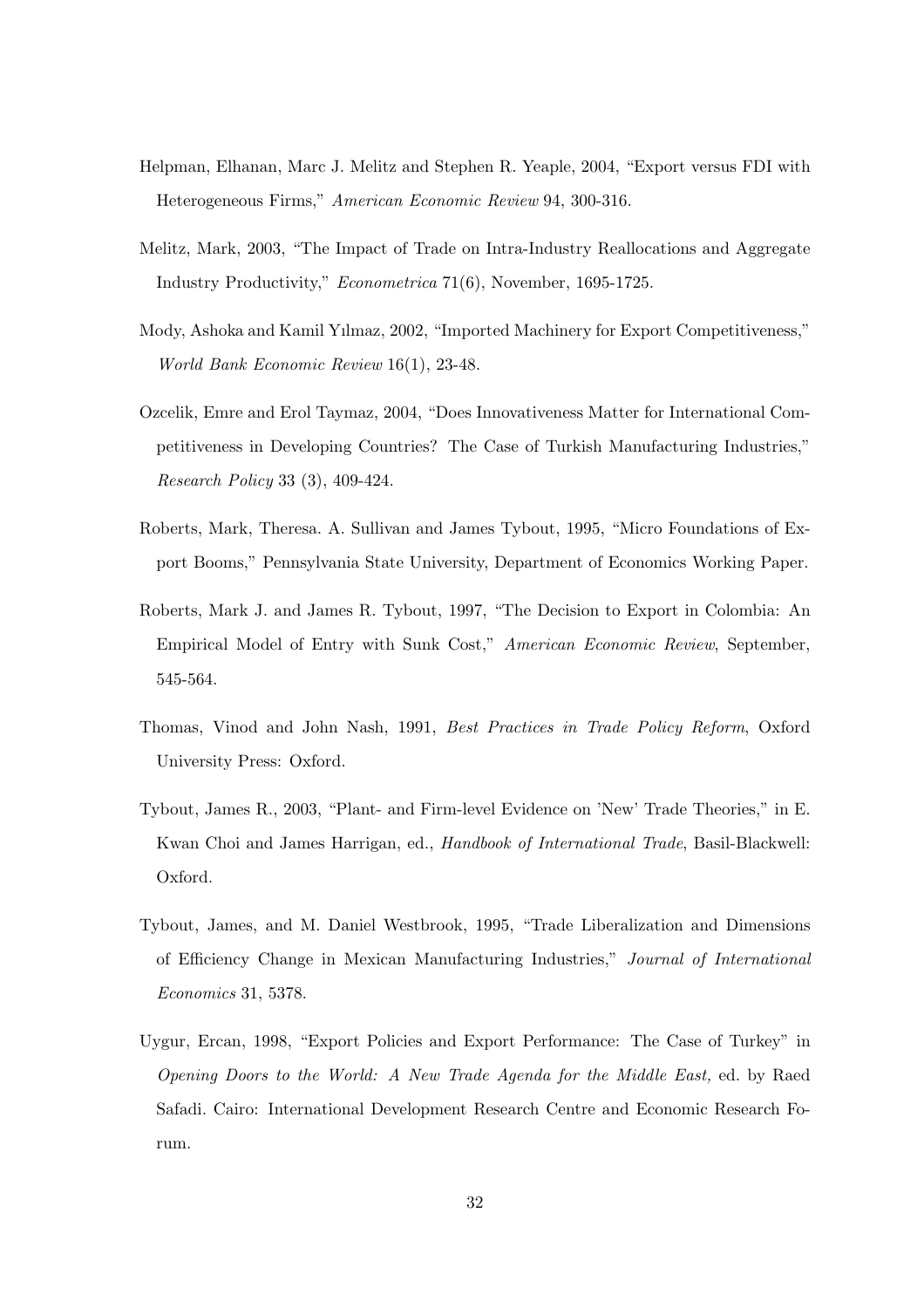Helpman, Elhanan, Marc J. Melitz and Stephen R. Yeaple, 2004, "Export versus FDI with Heterogeneous Firms," *American Economic Review* 94, 300-316.

Melitz, Mark, 2003, "The Impact of Trade on Intra-Industry Reallocations and Aggregate Industry Productivity," *Econometrica* 71(6), November, 1695-1725.

Mody, Ashoka and Kamil Yılmaz, 2002, "Imported Machinery for Export Competitiveness," *World Bank Economic Review* 16(1), 23-48.

Ozcelik, Emre and Erol Taymaz, 2004, "Does Innovativeness Matter for International Competitiveness in Developing Countries? The Case of Turkish Manufacturing Industries," *Research Policy* 33 (3), 409-424.

Roberts, Mark, Theresa. A. Sullivan and James Tybout, 1995, "Micro Foundations of Export Booms," Pennsylvania State University, Department of Economics Working Paper.

Roberts, Mark J. and James R. Tybout, 1997, "The Decision to Export in Colombia: An Empirical Model of Entry with Sunk Cost," *American Economic Review*, September, 545-564.

Thomas, Vinod and John Nash, 1991, *Best Practices in Trade Policy Reform*, Oxford University Press: Oxford.

Tybout, James R., 2003, "Plant- and Firm-level Evidence on 'New' Trade Theories," in E. Kwan Choi and James Harrigan, ed., *Handbook of International Trade*, Basil-Blackwell: Oxford.

Tybout, James, and M. Daniel Westbrook, 1995, "Trade Liberalization and Dimensions of Efficiency Change in Mexican Manufacturing Industries," *Journal of International Economics* 31, 5378.

Uygur, Ercan, 1998, "Export Policies and Export Performance: The Case of Turkey" in *Opening Doors to the World: A New Trade Agenda for the Middle East,* ed. by Raed Safadi. Cairo: International Development Research Centre and Economic Research Forum.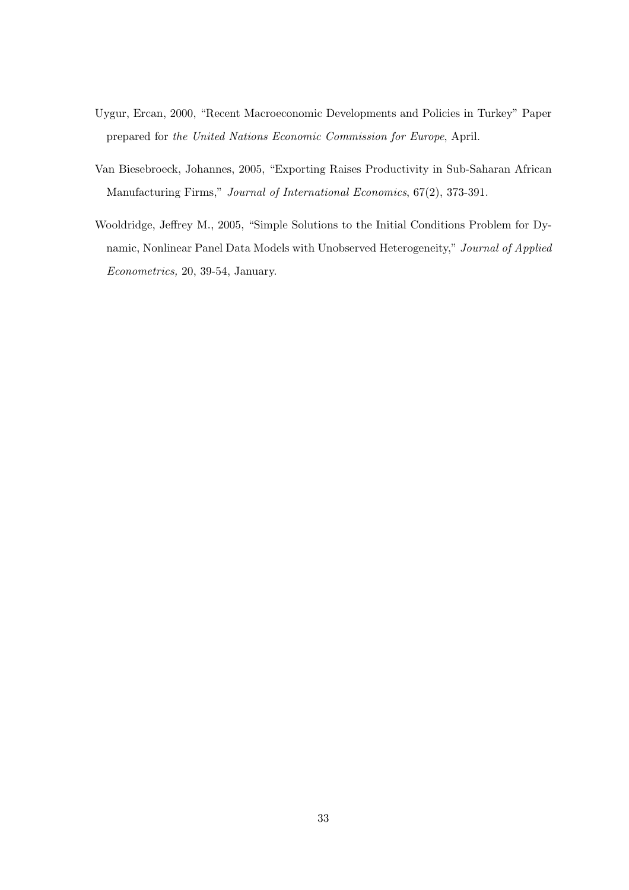Uygur, Ercan, 2000, "Recent Macroeconomic Developments and Policies in Turkey" Paper prepared for *the United Nations Economic Commission for Europe*, April.

Van Biesebroeck, Johannes, 2005, "Exporting Raises Productivity in Sub-Saharan African Manufacturing Firms," *Journal of International Economics*, 67(2), 373-391.

Wooldridge, Jeffrey M., 2005, "Simple Solutions to the Initial Conditions Problem for Dynamic, Nonlinear Panel Data Models with Unobserved Heterogeneity," *Journal of Applied Econometrics,* 20, 39-54, January.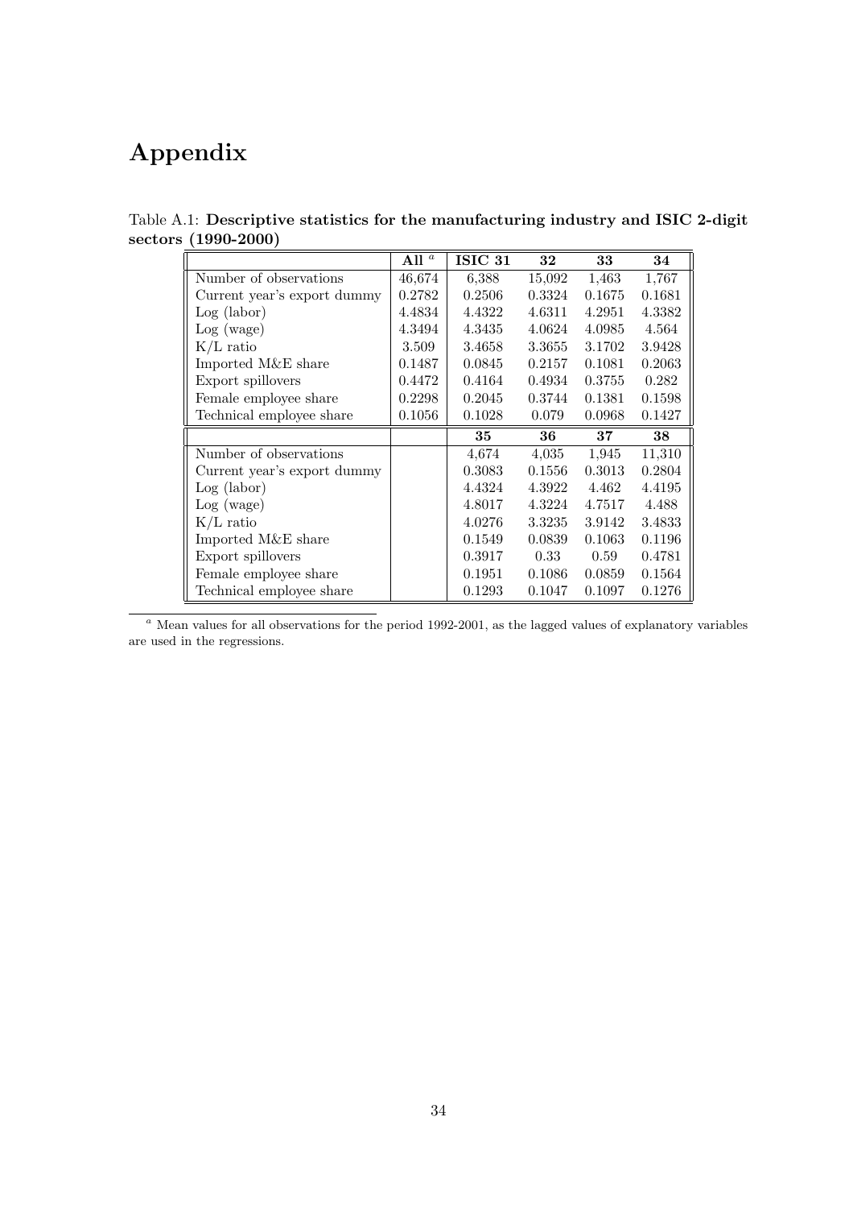# Appendix

Table A.1: **Descriptive statistics for the manufacturing industry and ISIC 2-digit sectors (1990-2000)**

| | All [a] | ISIC 31 | 32 | 33 | 34 |
|---|---|---|---|---|---|
| Number of observations | 46,674 | 6,388 | 15,092 | 1,463 | 1,767 |
| Current year's export dummy | 0.2782 | 0.2506 | 0.3324 | 0.1675 | 0.1681 |
| Log (labor) | 4.4834 | 4.4322 | 4.6311 | 4.2951 | 4.3382 |
| Log (wage) | 4.3494 | 4.3435 | 4.0624 | 4.0985 | 4.564 |
| K/L ratio | 3.509 | 3.4658 | 3.3655 | 3.1702 | 3.9428 |
| Imported M&E share | 0.1487 | 0.0845 | 0.2157 | 0.1081 | 0.2063 |
| Export spillovers | 0.4472 | 0.4164 | 0.4934 | 0.3755 | 0.282 |
| Female employee share | 0.2298 | 0.2045 | 0.3744 | 0.1381 | 0.1598 |
| Technical employee share | 0.1056 | 0.1028 | 0.079 | 0.0968 | 0.1427 |
| | | **35** | **36** | **37** | **38** |
| Number of observations | | 4,674 | 4,035 | 1,945 | 11,310 |
| Current year's export dummy | | 0.3083 | 0.1556 | 0.3013 | 0.2804 |
| Log (labor) | | 4.4324 | 4.3922 | 4.462 | 4.4195 |
| Log (wage) | | 4.8017 | 4.3224 | 4.7517 | 4.488 |
| K/L ratio | | 4.0276 | 3.3235 | 3.9142 | 3.4833 |
| Imported M&E share | | 0.1549 | 0.0839 | 0.1063 | 0.1196 |
| Export spillovers | | 0.3917 | 0.33 | 0.59 | 0.4781 |
| Female employee share | | 0.1951 | 0.1086 | 0.0859 | 0.1564 |
| Technical employee share | | 0.1293 | 0.1047 | 0.1097 | 0.1276 |

[a] Mean values for all observations for the period 1992-2001, as the lagged values of explanatory variables are used in the regressions.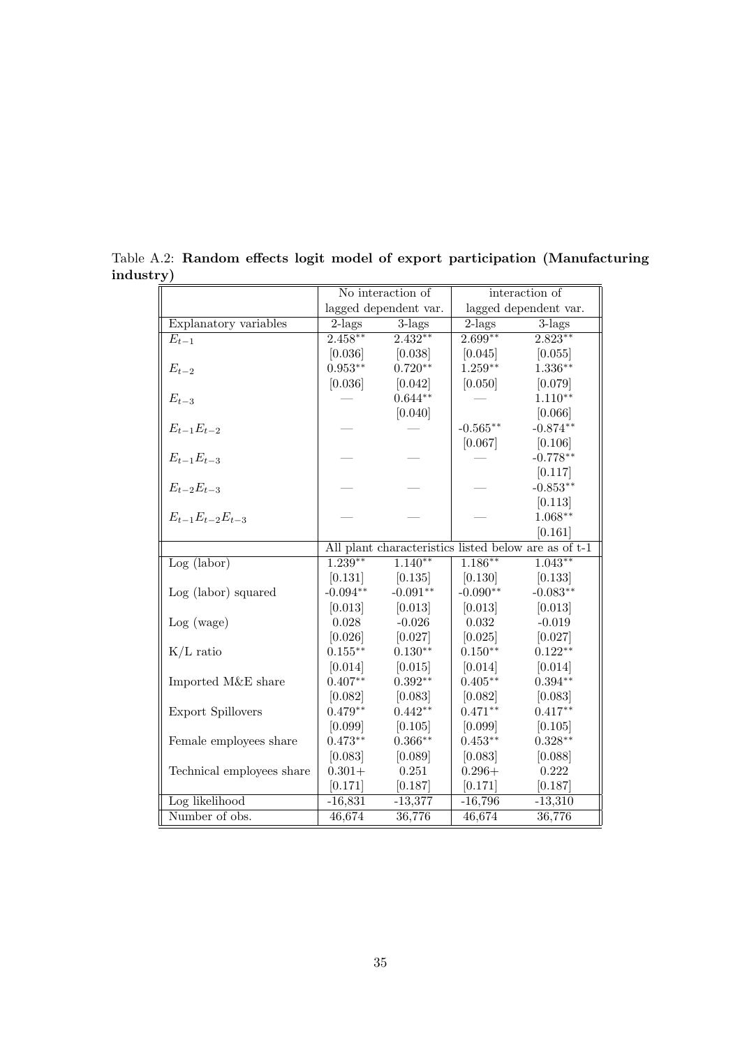Table A.2: **Random effects logit model of export participation (Manufacturing industry)**

| | No interaction of lagged dependent var. | | interaction of lagged dependent var. | |
|---|---|---|---|---|
| Explanatory variables | 2-lags | 3-lags | 2-lags | 3-lags |
| $E_{t-1}$ | 2.458** | 2.432** | 2.699** | 2.823** |
| | [0.036] | [0.038] | [0.045] | [0.055] |
| $E_{t-2}$ | 0.953** | 0.720** | 1.259** | 1.336** |
| | [0.036] | [0.042] | [0.050] | [0.079] |
| $E_{t-3}$ | — | 0.644** | — | 1.110** |
| | | [0.040] | | [0.066] |
| $E_{t-1}E_{t-2}$ | — | — | -0.565** | -0.874** |
| | | | [0.067] | [0.106] |
| $E_{t-1}E_{t-3}$ | — | — | — | -0.778** |
| | | | | [0.117] |
| $E_{t-2}E_{t-3}$ | — | — | — | -0.853** |
| | | | | [0.113] |
| $E_{t-1}E_{t-2}E_{t-3}$ | — | — | — | 1.068** |
| | | | | [0.161] |
| | All plant characteristics listed below are as of t-1 | | | |
| Log (labor) | 1.239** | 1.140** | 1.186** | 1.043** |
| | [0.131] | [0.135] | [0.130] | [0.133] |
| Log (labor) squared | -0.094** | -0.091** | -0.090** | -0.083** |
| | [0.013] | [0.013] | [0.013] | [0.013] |
| Log (wage) | 0.028 | -0.026 | 0.032 | -0.019 |
| | [0.026] | [0.027] | [0.025] | [0.027] |
| K/L ratio | 0.155** | 0.130** | 0.150** | 0.122** |
| | [0.014] | [0.015] | [0.014] | [0.014] |
| Imported M&E share | 0.407** | 0.392** | 0.405** | 0.394** |
| | [0.082] | [0.083] | [0.082] | [0.083] |
| Export Spillovers | 0.479** | 0.442** | 0.471** | 0.417** |
| | [0.099] | [0.105] | [0.099] | [0.105] |
| Female employees share | 0.473** | 0.366** | 0.453** | 0.328** |
| | [0.083] | [0.089] | [0.083] | [0.088] |
| Technical employees share | 0.301+ | 0.251 | 0.296+ | 0.222 |
| | [0.171] | [0.187] | [0.171] | [0.187] |
| Log likelihood | -16,831 | -13,377 | -16,796 | -13,310 |
| Number of obs. | 46,674 | 36,776 | 46,674 | 36,776 |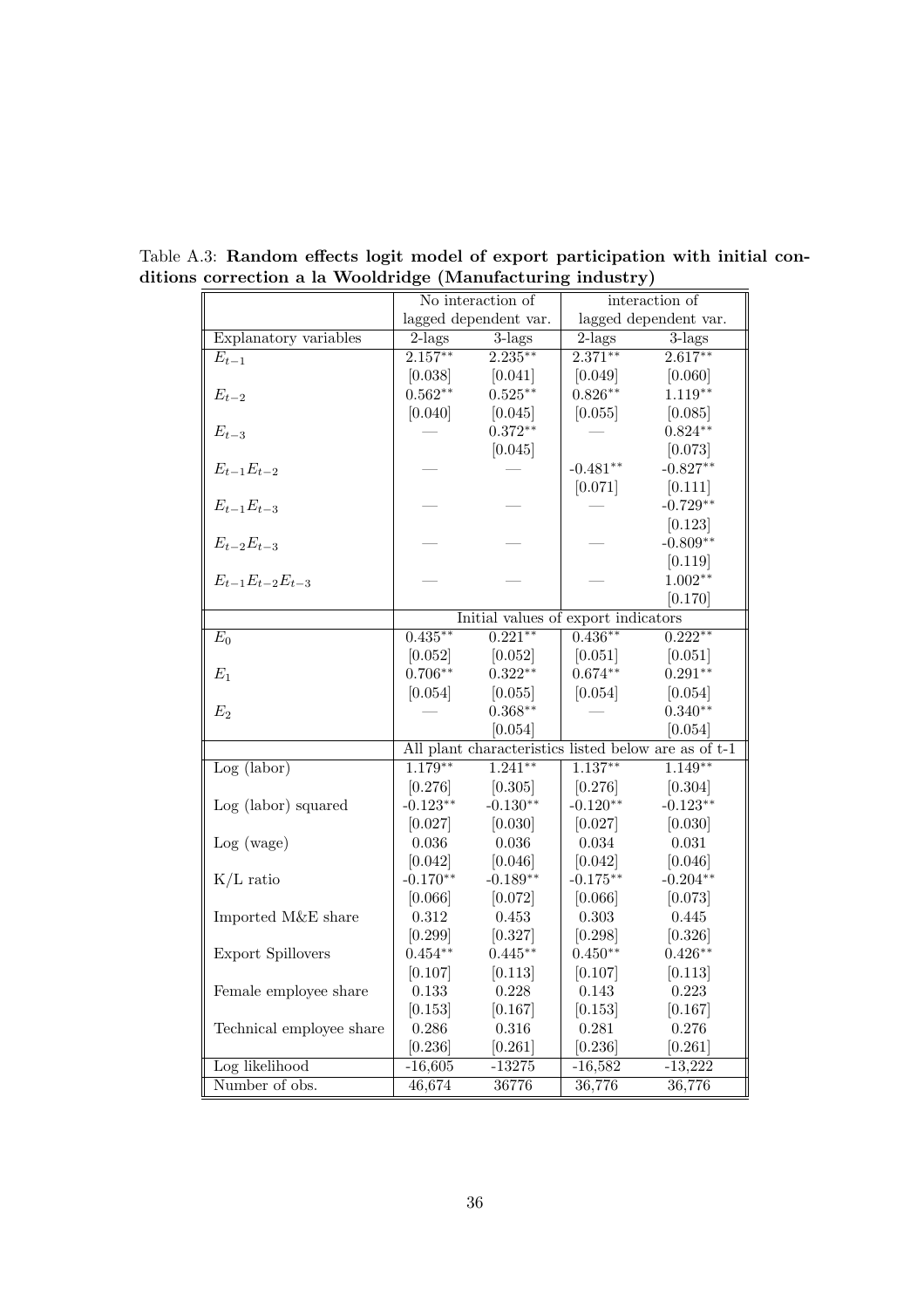Table A.3: **Random effects logit model of export participation with initial conditions correction a la Wooldridge (Manufacturing industry)**

| | No interaction of lagged dependent var. | | interaction of lagged dependent var. | |
|---|---|---|---|---|
| Explanatory variables | 2-lags | 3-lags | 2-lags | 3-lags |
| $E_{t-1}$ | 2.157** | 2.235** | 2.371** | 2.617** |
| | [0.038] | [0.041] | [0.049] | [0.060] |
| $E_{t-2}$ | 0.562** | 0.525** | 0.826** | 1.119** |
| | [0.040] | [0.045] | [0.055] | [0.085] |
| $E_{t-3}$ | — | 0.372** | — | 0.824** |
| | | [0.045] | | [0.073] |
| $E_{t-1}E_{t-2}$ | — | — | -0.481** | -0.827** |
| | | | [0.071] | [0.111] |
| $E_{t-1}E_{t-3}$ | — | — | — | -0.729** |
| | | | | [0.123] |
| $E_{t-2}E_{t-3}$ | — | — | — | -0.809** |
| | | | | [0.119] |
| $E_{t-1}E_{t-2}E_{t-3}$ | — | — | — | 1.002** |
| | | | | [0.170] |
| | Initial values of export indicators | | | |
| $E_0$ | 0.435** | 0.221** | 0.436** | 0.222** |
| | [0.052] | [0.052] | [0.051] | [0.051] |
| $E_1$ | 0.706** | 0.322** | 0.674** | 0.291** |
| | [0.054] | [0.055] | [0.054] | [0.054] |
| $E_2$ | — | 0.368** | — | 0.340** |
| | | [0.054] | | [0.054] |
| | All plant characteristics listed below are as of t-1 | | | |
| Log (labor) | 1.179** | 1.241** | 1.137** | 1.149** |
| | [0.276] | [0.305] | [0.276] | [0.304] |
| Log (labor) squared | -0.123** | -0.130** | -0.120** | -0.123** |
| | [0.027] | [0.030] | [0.027] | [0.030] |
| Log (wage) | 0.036 | 0.036 | 0.034 | 0.031 |
| | [0.042] | [0.046] | [0.042] | [0.046] |
| K/L ratio | -0.170** | -0.189** | -0.175** | -0.204** |
| | [0.066] | [0.072] | [0.066] | [0.073] |
| Imported M&E share | 0.312 | 0.453 | 0.303 | 0.445 |
| | [0.299] | [0.327] | [0.298] | [0.326] |
| Export Spillovers | 0.454** | 0.445** | 0.450** | 0.426** |
| | [0.107] | [0.113] | [0.107] | [0.113] |
| Female employee share | 0.133 | 0.228 | 0.143 | 0.223 |
| | [0.153] | [0.167] | [0.153] | [0.167] |
| Technical employee share | 0.286 | 0.316 | 0.281 | 0.276 |
| | [0.236] | [0.261] | [0.236] | [0.261] |
| Log likelihood | -16,605 | -13275 | -16,582 | -13,222 |
| Number of obs. | 46,674 | 36776 | 36,776 | 36,776 |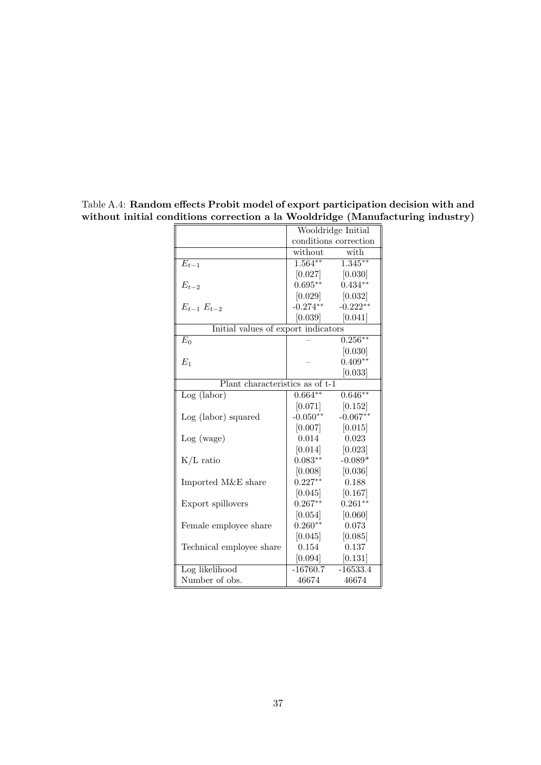Table A.4: **Random effects Probit model of export participation decision with and without initial conditions correction a la Wooldridge (Manufacturing industry)**

| | Wooldridge Initial conditions correction | |
|---|---|---|
| | without | with |
| $E_{t-1}$ | 1.564** | 1.345** |
| | [0.027] | [0.030] |
| $E_{t-2}$ | 0.695** | 0.434** |
| | [0.029] | [0.032] |
| $E_{t-1}$ $E_{t-2}$ | -0.274** | -0.222** |
| | [0.039] | [0.041] |
| Initial values of export indicators | | |
| $E_0$ | – | 0.256** |
| | | [0.030] |
| $E_1$ | – | 0.409** |
| | | [0.033] |
| Plant characteristics as of t-1 | | |
| Log (labor) | 0.664** | 0.646** |
| | [0.071] | [0.152] |
| Log (labor) squared | -0.050** | -0.067** |
| | [0.007] | [0.015] |
| Log (wage) | 0.014 | 0.023 |
| | [0.014] | [0.023] |
| K/L ratio | 0.083** | -0.089* |
| | [0.008] | [0.036] |
| Imported M&E share | 0.227** | 0.188 |
| | [0.045] | [0.167] |
| Export spillovers | 0.267** | 0.261** |
| | [0.054] | [0.060] |
| Female employee share | 0.260** | 0.073 |
| | [0.045] | [0.085] |
| Technical employee share | 0.154 | 0.137 |
| | [0.094] | [0.131] |
| Log likelihood | -16760.7 | -16533.4 |
| Number of obs. | 46674 | 46674 |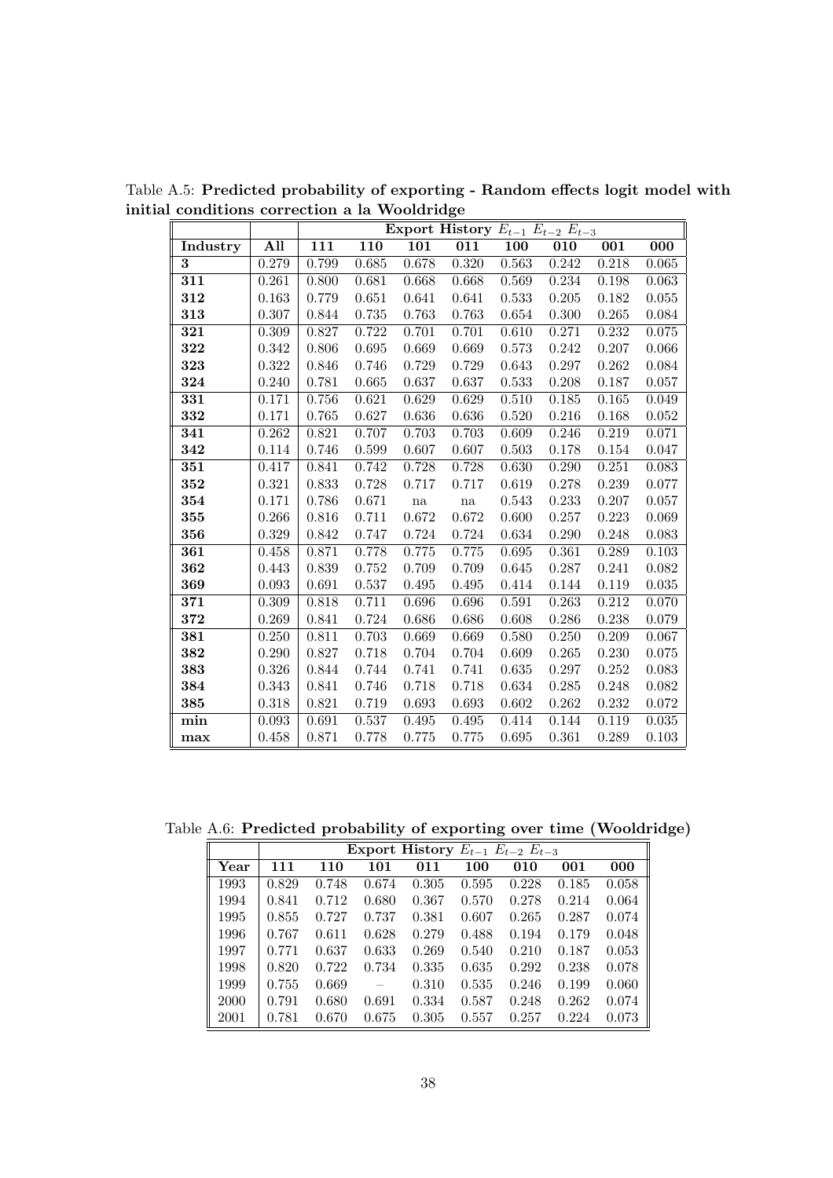Table A.5: **Predicted probability of exporting - Random effects logit model with initial conditions correction a la Wooldridge**

| | | Export History $E_{t-1}$ $E_{t-2}$ $E_{t-3}$ | | | | | | | |
|---|---|---|---|---|---|---|---|---|---|
| **Industry** | **All** | **111** | **110** | **101** | **011** | **100** | **010** | **001** | **000** |
| **3** | 0.279 | 0.799 | 0.685 | 0.678 | 0.320 | 0.563 | 0.242 | 0.218 | 0.065 |
| **311** | 0.261 | 0.800 | 0.681 | 0.668 | 0.668 | 0.569 | 0.234 | 0.198 | 0.063 |
| **312** | 0.163 | 0.779 | 0.651 | 0.641 | 0.641 | 0.533 | 0.205 | 0.182 | 0.055 |
| **313** | 0.307 | 0.844 | 0.735 | 0.763 | 0.763 | 0.654 | 0.300 | 0.265 | 0.084 |
| **321** | 0.309 | 0.827 | 0.722 | 0.701 | 0.701 | 0.610 | 0.271 | 0.232 | 0.075 |
| **322** | 0.342 | 0.806 | 0.695 | 0.669 | 0.669 | 0.573 | 0.242 | 0.207 | 0.066 |
| **323** | 0.322 | 0.846 | 0.746 | 0.729 | 0.729 | 0.643 | 0.297 | 0.262 | 0.084 |
| **324** | 0.240 | 0.781 | 0.665 | 0.637 | 0.637 | 0.533 | 0.208 | 0.187 | 0.057 |
| **331** | 0.171 | 0.756 | 0.621 | 0.629 | 0.629 | 0.510 | 0.185 | 0.165 | 0.049 |
| **332** | 0.171 | 0.765 | 0.627 | 0.636 | 0.636 | 0.520 | 0.216 | 0.168 | 0.052 |
| **341** | 0.262 | 0.821 | 0.707 | 0.703 | 0.703 | 0.609 | 0.246 | 0.219 | 0.071 |
| **342** | 0.114 | 0.746 | 0.599 | 0.607 | 0.607 | 0.503 | 0.178 | 0.154 | 0.047 |
| **351** | 0.417 | 0.841 | 0.742 | 0.728 | 0.728 | 0.630 | 0.290 | 0.251 | 0.083 |
| **352** | 0.321 | 0.833 | 0.728 | 0.717 | 0.717 | 0.619 | 0.278 | 0.239 | 0.077 |
| **354** | 0.171 | 0.786 | 0.671 | na | na | 0.543 | 0.233 | 0.207 | 0.057 |
| **355** | 0.266 | 0.816 | 0.711 | 0.672 | 0.672 | 0.600 | 0.257 | 0.223 | 0.069 |
| **356** | 0.329 | 0.842 | 0.747 | 0.724 | 0.724 | 0.634 | 0.290 | 0.248 | 0.083 |
| **361** | 0.458 | 0.871 | 0.778 | 0.775 | 0.775 | 0.695 | 0.361 | 0.289 | 0.103 |
| **362** | 0.443 | 0.839 | 0.752 | 0.709 | 0.709 | 0.645 | 0.287 | 0.241 | 0.082 |
| **369** | 0.093 | 0.691 | 0.537 | 0.495 | 0.495 | 0.414 | 0.144 | 0.119 | 0.035 |
| **371** | 0.309 | 0.818 | 0.711 | 0.696 | 0.696 | 0.591 | 0.263 | 0.212 | 0.070 |
| **372** | 0.269 | 0.841 | 0.724 | 0.686 | 0.686 | 0.608 | 0.286 | 0.238 | 0.079 |
| **381** | 0.250 | 0.811 | 0.703 | 0.669 | 0.669 | 0.580 | 0.250 | 0.209 | 0.067 |
| **382** | 0.290 | 0.827 | 0.718 | 0.704 | 0.704 | 0.609 | 0.265 | 0.230 | 0.075 |
| **383** | 0.326 | 0.844 | 0.744 | 0.741 | 0.741 | 0.635 | 0.297 | 0.252 | 0.083 |
| **384** | 0.343 | 0.841 | 0.746 | 0.718 | 0.718 | 0.634 | 0.285 | 0.248 | 0.082 |
| **385** | 0.318 | 0.821 | 0.719 | 0.693 | 0.693 | 0.602 | 0.262 | 0.232 | 0.072 |
| **min** | 0.093 | 0.691 | 0.537 | 0.495 | 0.495 | 0.414 | 0.144 | 0.119 | 0.035 |
| **max** | 0.458 | 0.871 | 0.778 | 0.775 | 0.775 | 0.695 | 0.361 | 0.289 | 0.103 |

Table A.6: **Predicted probability of exporting over time (Wooldridge)**

| | Export History $E_{t-1}$ $E_{t-2}$ $E_{t-3}$ | | | | | | | |
|---|---|---|---|---|---|---|---|---|
| **Year** | **111** | **110** | **101** | **011** | **100** | **010** | **001** | **000** |
| 1993 | 0.829 | 0.748 | 0.674 | 0.305 | 0.595 | 0.228 | 0.185 | 0.058 |
| 1994 | 0.841 | 0.712 | 0.680 | 0.367 | 0.570 | 0.278 | 0.214 | 0.064 |
| 1995 | 0.855 | 0.727 | 0.737 | 0.381 | 0.607 | 0.265 | 0.287 | 0.074 |
| 1996 | 0.767 | 0.611 | 0.628 | 0.279 | 0.488 | 0.194 | 0.179 | 0.048 |
| 1997 | 0.771 | 0.637 | 0.633 | 0.269 | 0.540 | 0.210 | 0.187 | 0.053 |
| 1998 | 0.820 | 0.722 | 0.734 | 0.335 | 0.635 | 0.292 | 0.238 | 0.078 |
| 1999 | 0.755 | 0.669 | – | 0.310 | 0.535 | 0.246 | 0.199 | 0.060 |
| 2000 | 0.791 | 0.680 | 0.691 | 0.334 | 0.587 | 0.248 | 0.262 | 0.074 |
| 2001 | 0.781 | 0.670 | 0.675 | 0.305 | 0.557 | 0.257 | 0.224 | 0.073 |